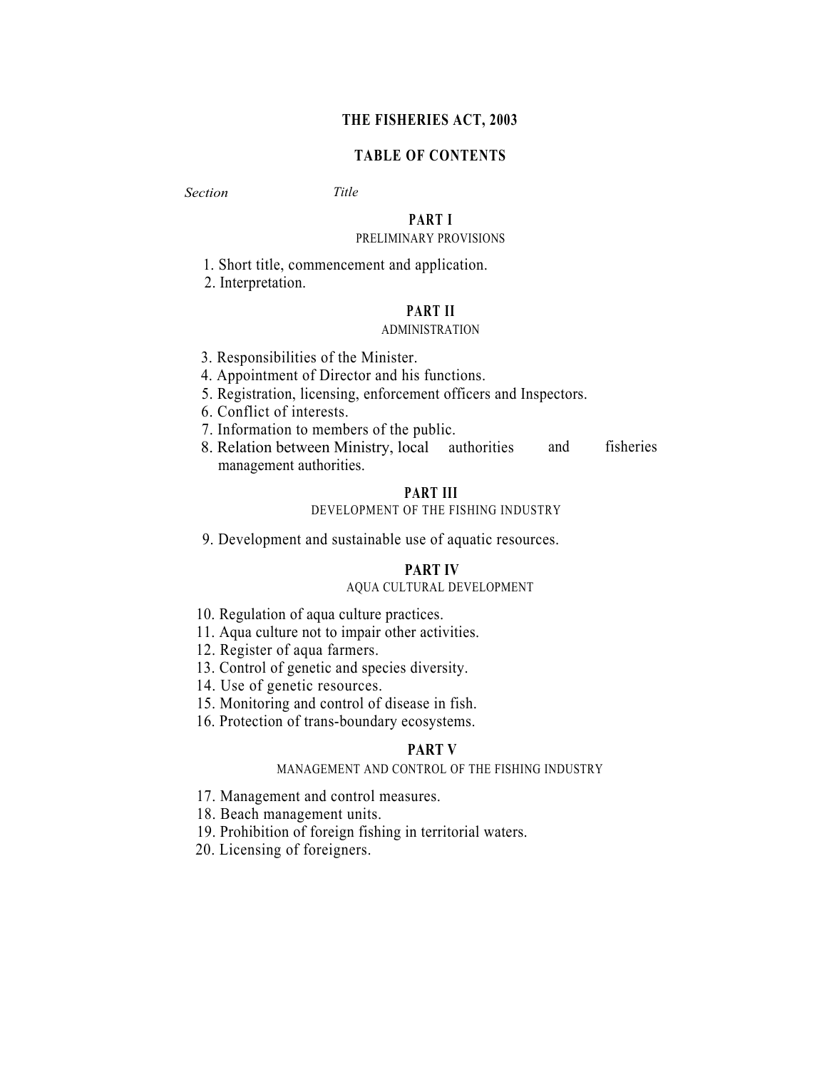# THE FISHERIES ACT, 2003

## TABLE OF CONTENTS

*Section* *Title*

### PART I

PRELIMINARY PROVISIONS

1. Short title, commencement and application.
2. Interpretation.

### PART II

ADMINISTRATION

3. Responsibilities of the Minister.
4. Appointment of Director and his functions.
5. Registration, licensing, enforcement officers and Inspectors.
6. Conflict of interests.
7. Information to members of the public.
8. Relation between Ministry, local authorities and fisheries management authorities.

### PART III

DEVELOPMENT OF THE FISHING INDUSTRY

9. Development and sustainable use of aquatic resources.

### PART IV

AQUA CULTURAL DEVELOPMENT

10. Regulation of aqua culture practices.
11. Aqua culture not to impair other activities.
12. Register of aqua farmers.
13. Control of genetic and species diversity.
14. Use of genetic resources.
15. Monitoring and control of disease in fish.
16. Protection of trans-boundary ecosystems.

### PART V

MANAGEMENT AND CONTROL OF THE FISHING INDUSTRY

17. Management and control measures.
18. Beach management units.
19. Prohibition of foreign fishing in territorial waters.
20. Licensing of foreigners.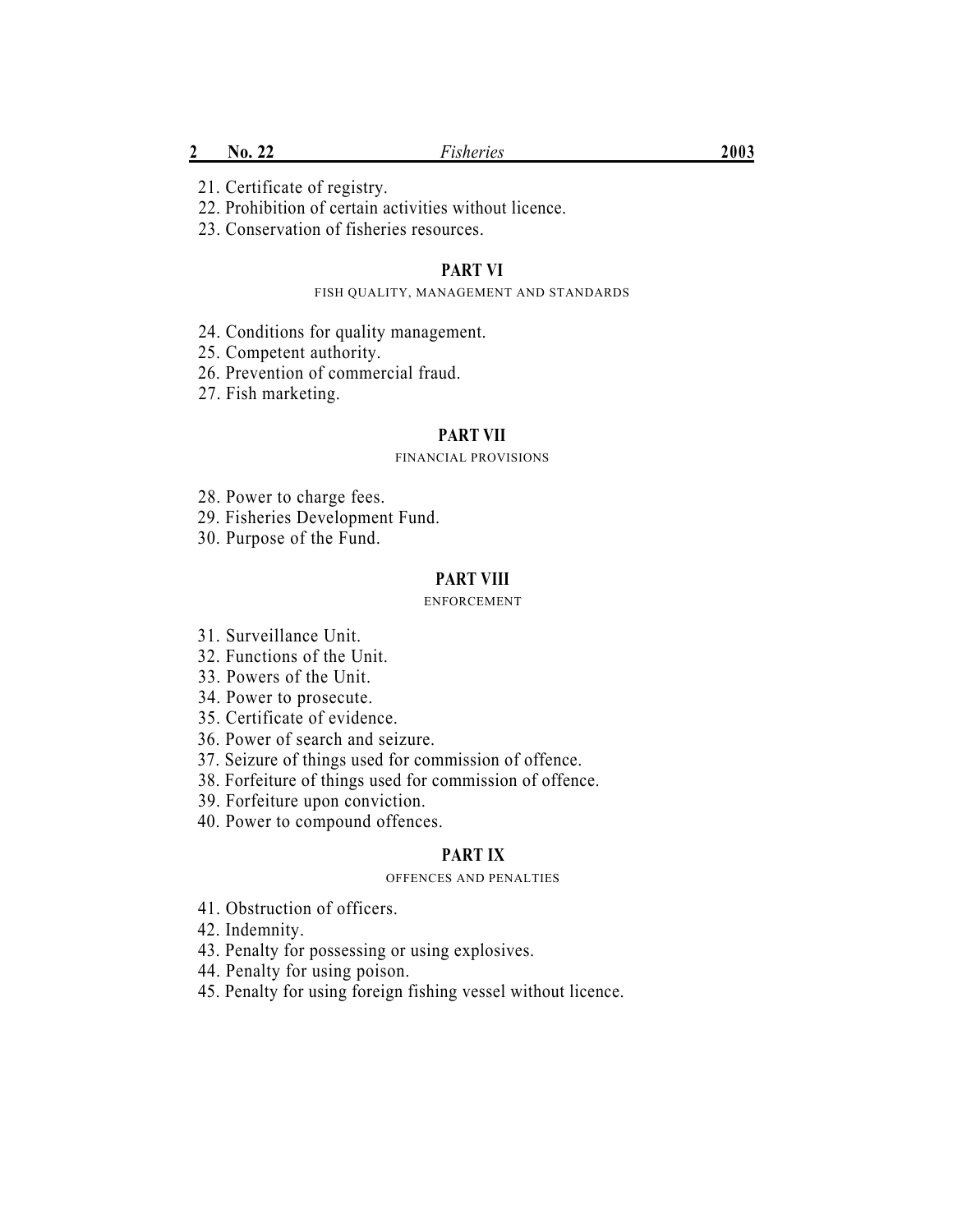21. Certificate of registry.
22. Prohibition of certain activities without licence.
23. Conservation of fisheries resources.

## PART VI

FISH QUALITY, MANAGEMENT AND STANDARDS

24. Conditions for quality management.
25. Competent authority.
26. Prevention of commercial fraud.
27. Fish marketing.

## PART VII

FINANCIAL PROVISIONS

28. Power to charge fees.
29. Fisheries Development Fund.
30. Purpose of the Fund.

## PART VIII

ENFORCEMENT

31. Surveillance Unit.
32. Functions of the Unit.
33. Powers of the Unit.
34. Power to prosecute.
35. Certificate of evidence.
36. Power of search and seizure.
37. Seizure of things used for commission of offence.
38. Forfeiture of things used for commission of offence.
39. Forfeiture upon conviction.
40. Power to compound offences.

## PART IX

OFFENCES AND PENALTIES

41. Obstruction of officers.
42. Indemnity.
43. Penalty for possessing or using explosives.
44. Penalty for using poison.
45. Penalty for using foreign fishing vessel without licence.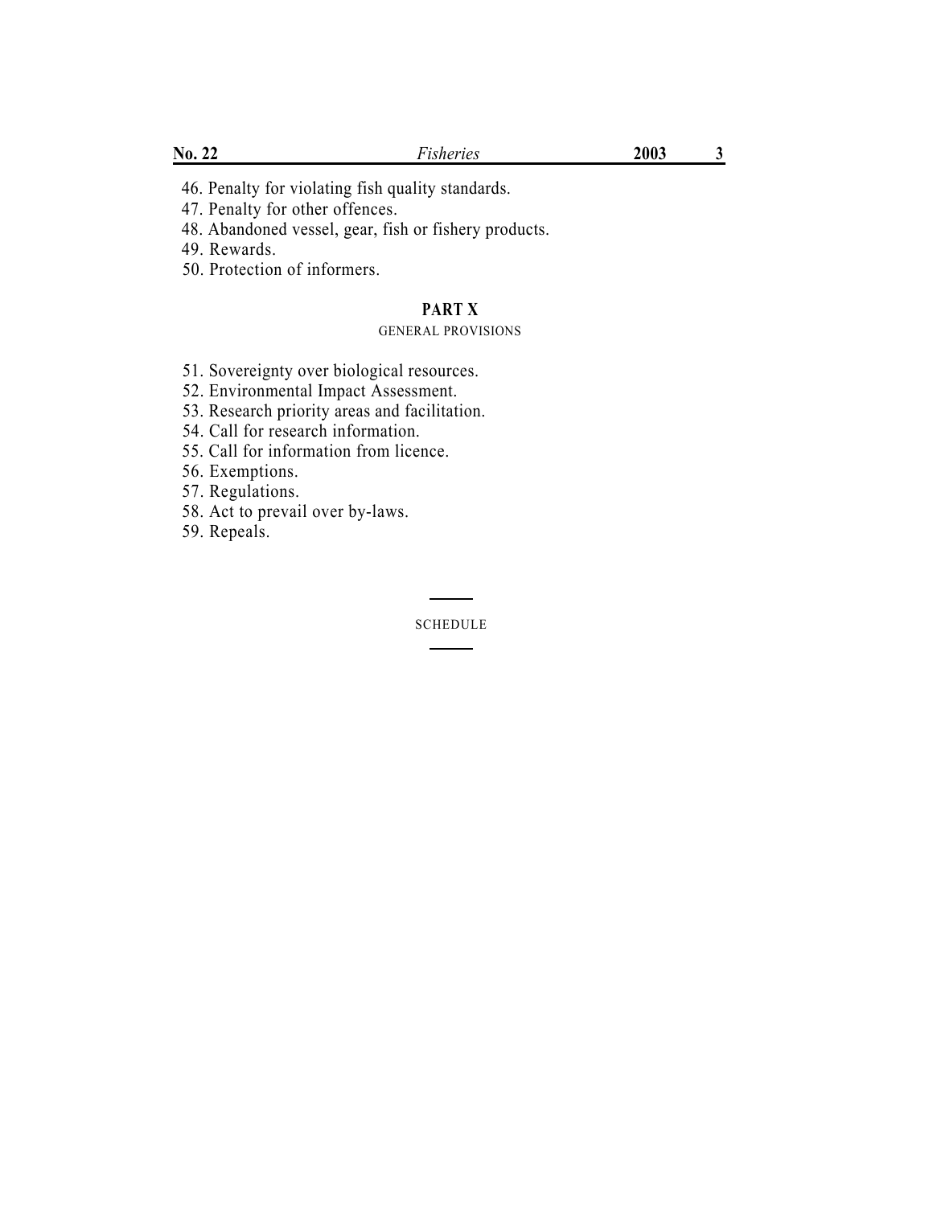46. Penalty for violating fish quality standards.
47. Penalty for other offences.
48. Abandoned vessel, gear, fish or fishery products.
49. Rewards.
50. Protection of informers.

## PART X

### GENERAL PROVISIONS

51. Sovereignty over biological resources.
52. Environmental Impact Assessment.
53. Research priority areas and facilitation.
54. Call for research information.
55. Call for information from licence.
56. Exemptions.
57. Regulations.
58. Act to prevail over by-laws.
59. Repeals.

---

SCHEDULE

---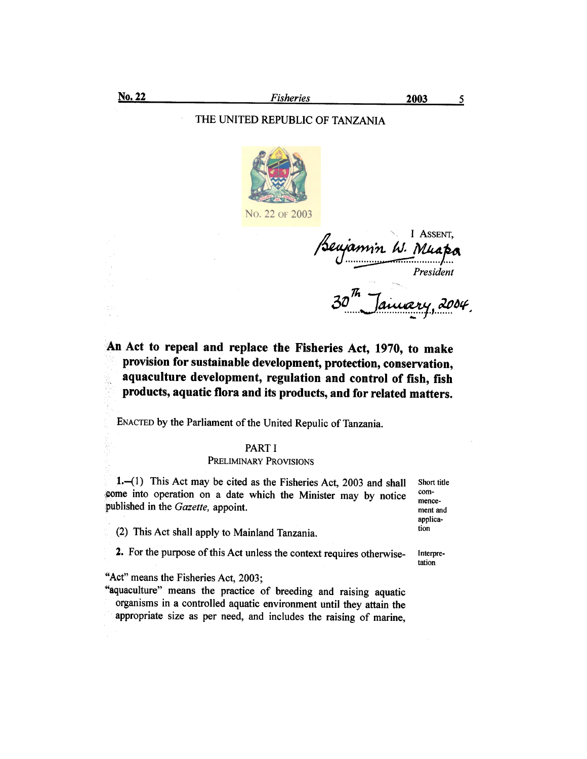THE UNITED REPUBLIC OF TANZANIA

No. 22 of 2003

I ASSENT,

Benjamin W. Mkapa

*President*

30th January, 2004.

**An Act to repeal and replace the Fisheries Act, 1970, to make provision for sustainable development, protection, conservation, aquaculture development, regulation and control of fish, fish products, aquatic flora and its products, and for related matters.**

ENACTED by the Parliament of the United Repulic of Tanzania.

## PART I
### PRELIMINARY PROVISIONS

Short title commencement and application

**1.**—(1) This Act may be cited as the Fisheries Act, 2003 and shall come into operation on a date which the Minister may by notice published in the *Gazette*, appoint.

(2) This Act shall apply to Mainland Tanzania.

Interpretation

**2.** For the purpose of this Act unless the context requires otherwise-

"Act" means the Fisheries Act, 2003;

"aquaculture" means the practice of breeding and raising aquatic organisms in a controlled aquatic environment until they attain the appropriate size as per need, and includes the raising of marine,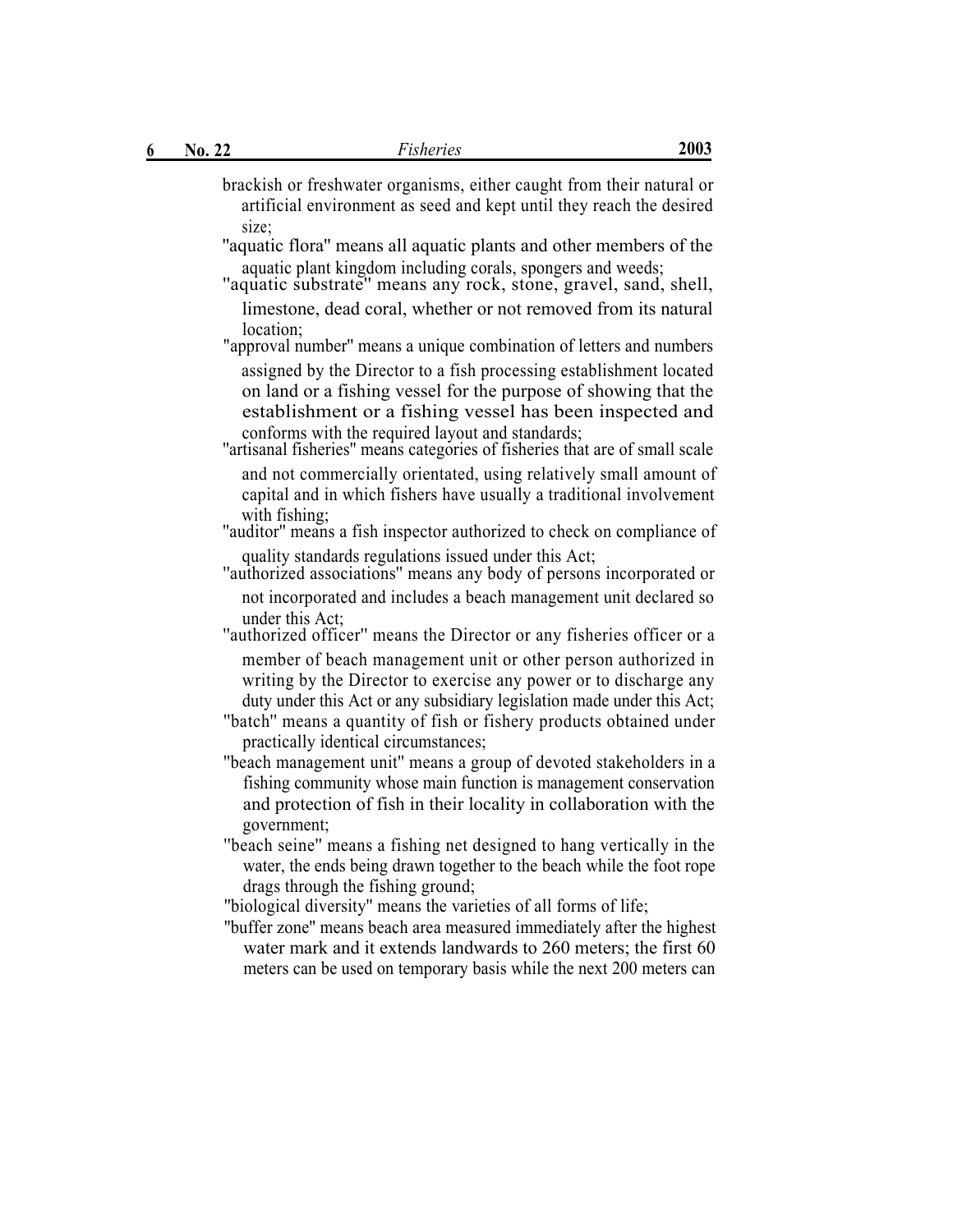brackish or freshwater organisms, either caught from their natural or artificial environment as seed and kept until they reach the desired size;

"aquatic flora" means all aquatic plants and other members of the aquatic plant kingdom including corals, spongers and weeds;

"aquatic substrate" means any rock, stone, gravel, sand, shell, limestone, dead coral, whether or not removed from its natural location;

"approval number" means a unique combination of letters and numbers assigned by the Director to a fish processing establishment located on land or a fishing vessel for the purpose of showing that the establishment or a fishing vessel has been inspected and conforms with the required layout and standards;

"artisanal fisheries" means categories of fisheries that are of small scale and not commercially orientated, using relatively small amount of capital and in which fishers have usually a traditional involvement with fishing;

"auditor" means a fish inspector authorized to check on compliance of quality standards regulations issued under this Act;

"authorized associations" means any body of persons incorporated or not incorporated and includes a beach management unit declared so under this Act;

"authorized officer" means the Director or any fisheries officer or a member of beach management unit or other person authorized in writing by the Director to exercise any power or to discharge any duty under this Act or any subsidiary legislation made under this Act;

"batch" means a quantity of fish or fishery products obtained under practically identical circumstances;

"beach management unit" means a group of devoted stakeholders in a fishing community whose main function is management conservation and protection of fish in their locality in collaboration with the government;

"beach seine" means a fishing net designed to hang vertically in the water, the ends being drawn together to the beach while the foot rope drags through the fishing ground;

"biological diversity" means the varieties of all forms of life;

"buffer zone" means beach area measured immediately after the highest water mark and it extends landwards to 260 meters; the first 60 meters can be used on temporary basis while the next 200 meters can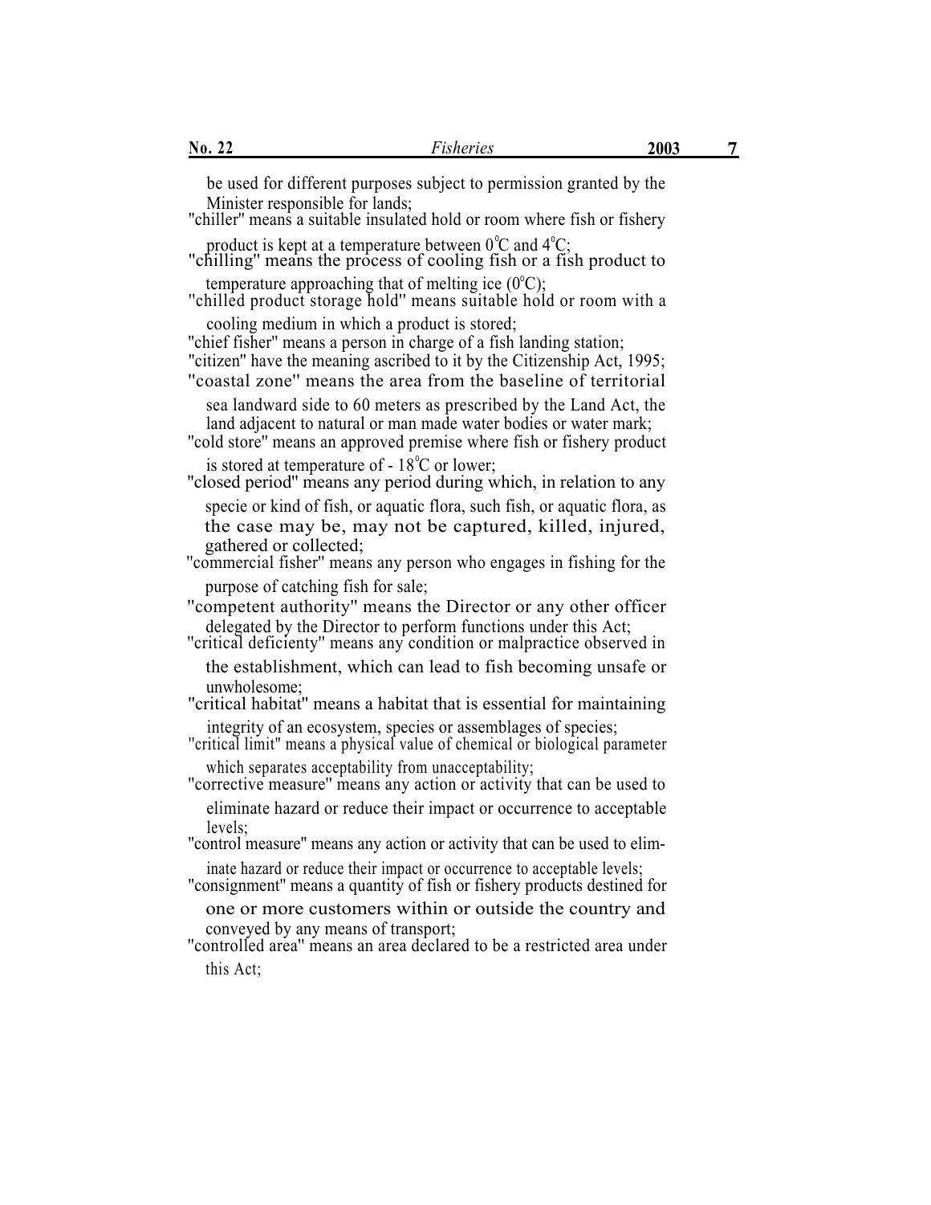be used for different purposes subject to permission granted by the Minister responsible for lands;

"chiller" means a suitable insulated hold or room where fish or fishery product is kept at a temperature between $0^{\circ}C$ and $4^{\circ}C$;

"chilling" means the process of cooling fish or a fish product to temperature approaching that of melting ice ($0^{\circ}C$);

"chilled product storage hold" means suitable hold or room with a cooling medium in which a product is stored;

"chief fisher" means a person in charge of a fish landing station;

"citizen" have the meaning ascribed to it by the Citizenship Act, 1995;

"coastal zone" means the area from the baseline of territorial sea landward side to 60 meters as prescribed by the Land Act, the land adjacent to natural or man made water bodies or water mark;

"cold store" means an approved premise where fish or fishery product is stored at temperature of $-18^{\circ}C$ or lower;

"closed period" means any period during which, in relation to any specie or kind of fish, or aquatic flora, such fish, or aquatic flora, as the case may be, may not be captured, killed, injured, gathered or collected;

"commercial fisher" means any person who engages in fishing for the purpose of catching fish for sale;

"competent authority" means the Director or any other officer delegated by the Director to perform functions under this Act;

"critical deficienty" means any condition or malpractice observed in the establishment, which can lead to fish becoming unsafe or unwholesome;

"critical habitat" means a habitat that is essential for maintaining integrity of an ecosystem, species or assemblages of species;

"critical limit" means a physical value of chemical or biological parameter which separates acceptability from unacceptability;

"corrective measure" means any action or activity that can be used to eliminate hazard or reduce their impact or occurrence to acceptable levels;

"control measure" means any action or activity that can be used to eliminate hazard or reduce their impact or occurrence to acceptable levels;

"consignment" means a quantity of fish or fishery products destined for one or more customers within or outside the country and conveyed by any means of transport;

"controlled area" means an area declared to be a restricted area under this Act;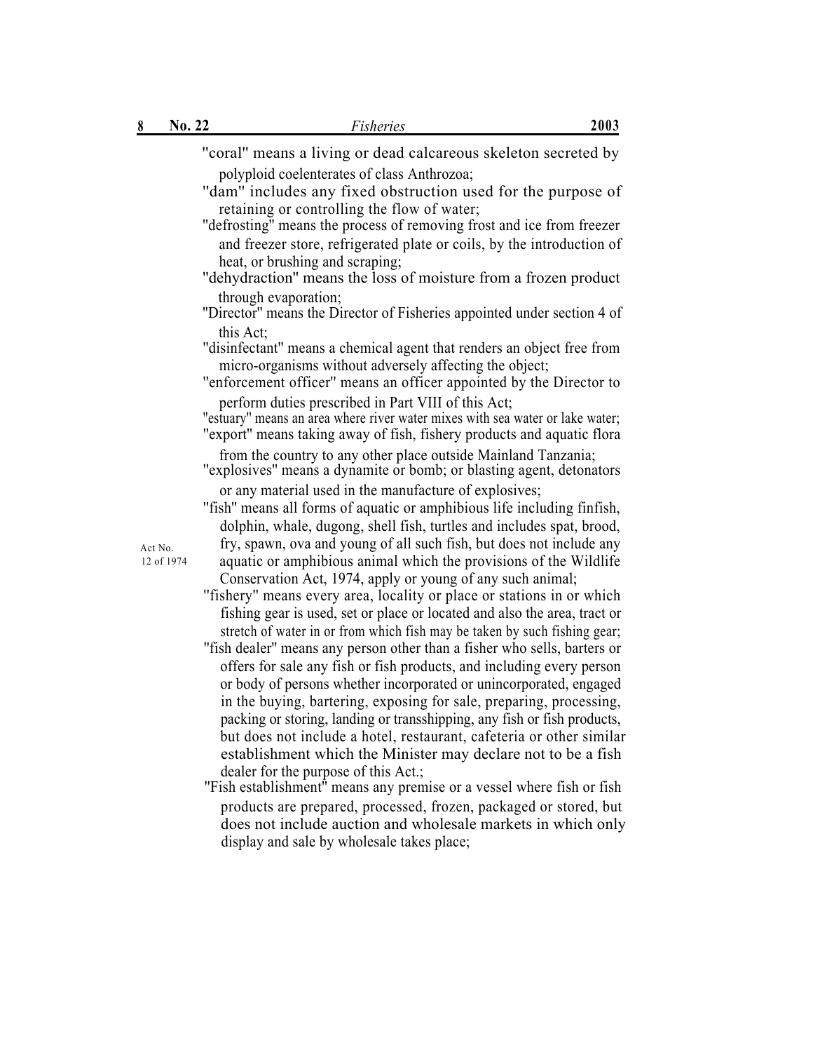"coral" means a living or dead calcareous skeleton secreted by polyploid coelenterates of class Anthrozoa;

"dam" includes any fixed obstruction used for the purpose of retaining or controlling the flow of water;

"defrosting" means the process of removing frost and ice from freezer and freezer store, refrigerated plate or coils, by the introduction of heat, or brushing and scraping;

"dehydraction" means the loss of moisture from a frozen product through evaporation;

"Director" means the Director of Fisheries appointed under section 4 of this Act;

"disinfectant" means a chemical agent that renders an object free from micro-organisms without adversely affecting the object;

"enforcement officer" means an officer appointed by the Director to perform duties prescribed in Part VIII of this Act;

"estuary" means an area where river water mixes with sea water or lake water;

"export" means taking away of fish, fishery products and aquatic flora from the country to any other place outside Mainland Tanzania;

"explosives" means a dynamite or bomb; or blasting agent, detonators or any material used in the manufacture of explosives;

"fish" means all forms of aquatic or amphibious life including finfish, dolphin, whale, dugong, shell fish, turtles and includes spat, brood, fry, spawn, ova and young of all such fish, but does not include any aquatic or amphibious animal which the provisions of the Wildlife Conservation Act, 1974, apply or young of any such animal;

Act No. 12 of 1974

"fishery" means every area, locality or place or stations in or which fishing gear is used, set or place or located and also the area, tract or stretch of water in or from which fish may be taken by such fishing gear;

"fish dealer" means any person other than a fisher who sells, barters or offers for sale any fish or fish products, and including every person or body of persons whether incorporated or unincorporated, engaged in the buying, bartering, exposing for sale, preparing, processing, packing or storing, landing or transshipping, any fish or fish products, but does not include a hotel, restaurant, cafeteria or other similar establishment which the Minister may declare not to be a fish dealer for the purpose of this Act.;

"Fish establishment" means any premise or a vessel where fish or fish products are prepared, processed, frozen, packaged or stored, but does not include auction and wholesale markets in which only display and sale by wholesale takes place;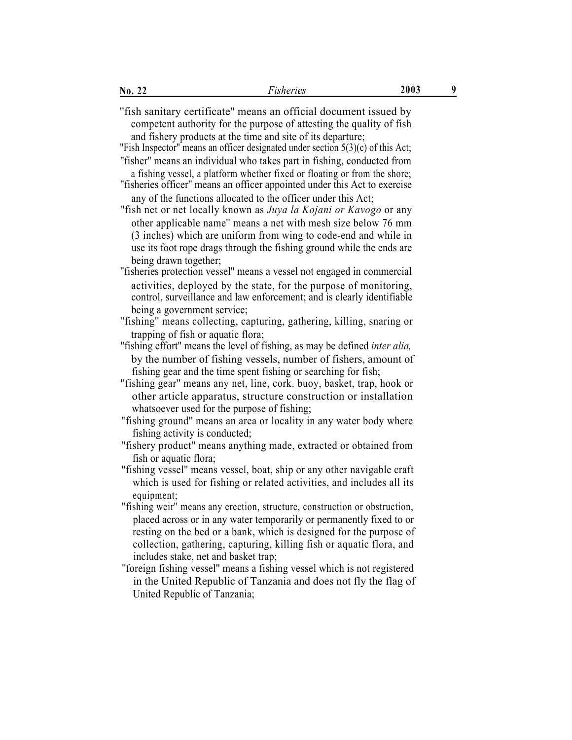"fish sanitary certificate" means an official document issued by competent authority for the purpose of attesting the quality of fish and fishery products at the time and site of its departure;

"Fish Inspector" means an officer designated under section 5(3)(c) of this Act;

"fisher" means an individual who takes part in fishing, conducted from a fishing vessel, a platform whether fixed or floating or from the shore;

"fisheries officer" means an officer appointed under this Act to exercise any of the functions allocated to the officer under this Act;

"fish net or net locally known as *Juya la Kojani or Kavogo* or any other applicable name" means a net with mesh size below 76 mm (3 inches) which are uniform from wing to code-end and while in use its foot rope drags through the fishing ground while the ends are being drawn together;

"fisheries protection vessel" means a vessel not engaged in commercial activities, deployed by the state, for the purpose of monitoring, control, surveillance and law enforcement; and is clearly identifiable being a government service;

"fishing" means collecting, capturing, gathering, killing, snaring or trapping of fish or aquatic flora;

"fishing effort" means the level of fishing, as may be defined *inter alia,* by the number of fishing vessels, number of fishers, amount of fishing gear and the time spent fishing or searching for fish;

"fishing gear" means any net, line, cork. buoy, basket, trap, hook or other article apparatus, structure construction or installation whatsoever used for the purpose of fishing;

"fishing ground" means an area or locality in any water body where fishing activity is conducted;

"fishery product" means anything made, extracted or obtained from fish or aquatic flora;

"fishing vessel" means vessel, boat, ship or any other navigable craft which is used for fishing or related activities, and includes all its equipment;

"fishing weir" means any erection, structure, construction or obstruction, placed across or in any water temporarily or permanently fixed to or resting on the bed or a bank, which is designed for the purpose of collection, gathering, capturing, killing fish or aquatic flora, and includes stake, net and basket trap;

"foreign fishing vessel" means a fishing vessel which is not registered in the United Republic of Tanzania and does not fly the flag of United Republic of Tanzania;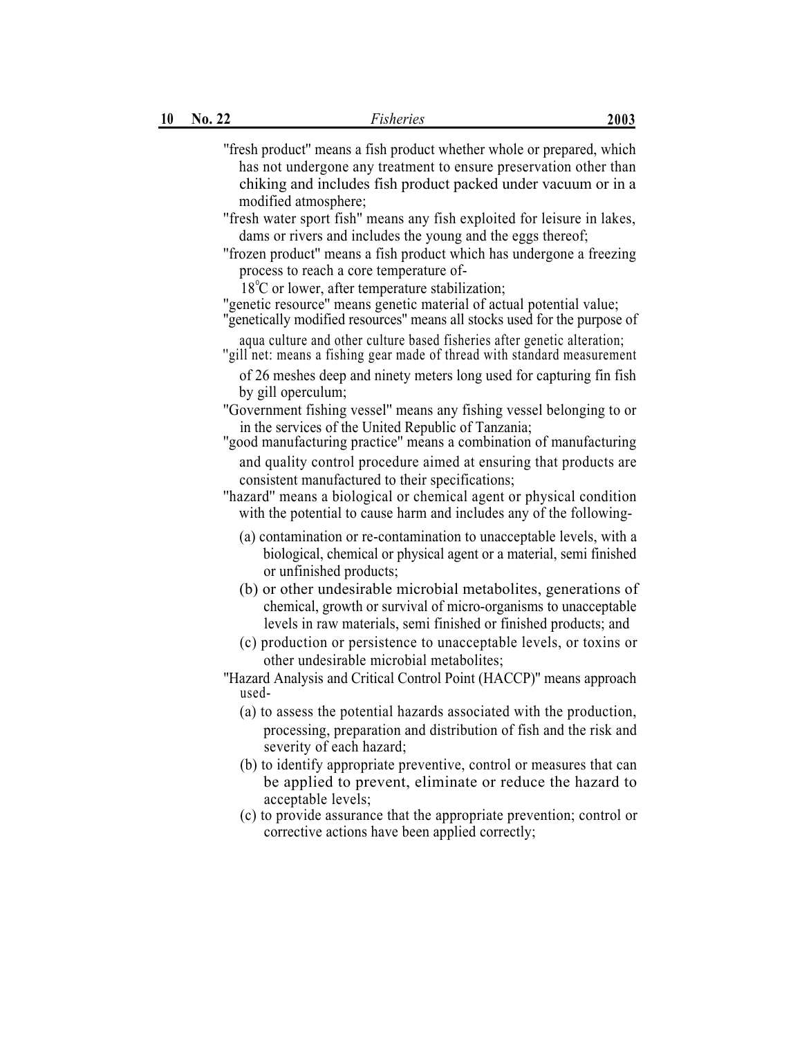"fresh product" means a fish product whether whole or prepared, which has not undergone any treatment to ensure preservation other than chiking and includes fish product packed under vacuum or in a modified atmosphere;

"fresh water sport fish" means any fish exploited for leisure in lakes, dams or rivers and includes the young and the eggs thereof;

"frozen product" means a fish product which has undergone a freezing process to reach a core temperature of-
18°C or lower, after temperature stabilization;

"genetic resource" means genetic material of actual potential value;

"genetically modified resources" means all stocks used for the purpose of aqua culture and other culture based fisheries after genetic alteration;

"gill net: means a fishing gear made of thread with standard measurement of 26 meshes deep and ninety meters long used for capturing fin fish by gill operculum;

"Government fishing vessel" means any fishing vessel belonging to or in the services of the United Republic of Tanzania;

"good manufacturing practice" means a combination of manufacturing and quality control procedure aimed at ensuring that products are consistent manufactured to their specifications;

"hazard" means a biological or chemical agent or physical condition with the potential to cause harm and includes any of the following-

(a) contamination or re-contamination to unacceptable levels, with a biological, chemical or physical agent or a material, semi finished or unfinished products;

(b) or other undesirable microbial metabolites, generations of chemical, growth or survival of micro-organisms to unacceptable levels in raw materials, semi finished or finished products; and

(c) production or persistence to unacceptable levels, or toxins or other undesirable microbial metabolites;

"Hazard Analysis and Critical Control Point (HACCP)" means approach used-

(a) to assess the potential hazards associated with the production, processing, preparation and distribution of fish and the risk and severity of each hazard;

(b) to identify appropriate preventive, control or measures that can be applied to prevent, eliminate or reduce the hazard to acceptable levels;

(c) to provide assurance that the appropriate prevention; control or corrective actions have been applied correctly;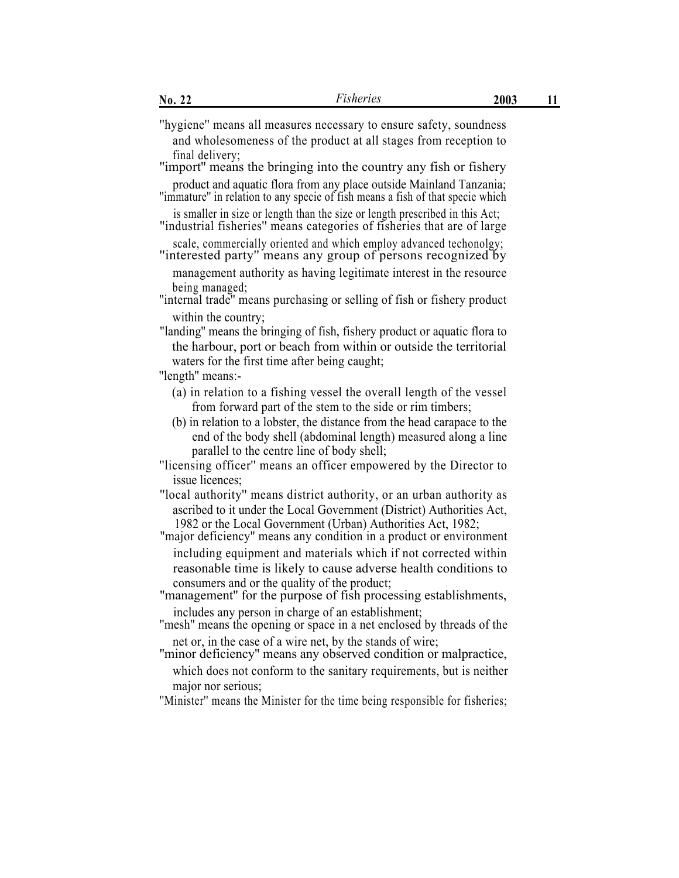"hygiene" means all measures necessary to ensure safety, soundness and wholesomeness of the product at all stages from reception to final delivery;

"import" means the bringing into the country any fish or fishery product and aquatic flora from any place outside Mainland Tanzania;

"immature" in relation to any specie of fish means a fish of that specie which is smaller in size or length than the size or length prescribed in this Act;

"industrial fisheries" means categories of fisheries that are of large scale, commercially oriented and which employ advanced techonolgy;

"interested party" means any group of persons recognized by management authority as having legitimate interest in the resource being managed;

"internal trade" means purchasing or selling of fish or fishery product within the country;

"landing" means the bringing of fish, fishery product or aquatic flora to the harbour, port or beach from within or outside the territorial waters for the first time after being caught;

"length" means:-

(a) in relation to a fishing vessel the overall length of the vessel from forward part of the stem to the side or rim timbers;

(b) in relation to a lobster, the distance from the head carapace to the end of the body shell (abdominal length) measured along a line parallel to the centre line of body shell;

"licensing officer" means an officer empowered by the Director to issue licences;

"local authority" means district authority, or an urban authority as ascribed to it under the Local Government (District) Authorities Act, 1982 or the Local Government (Urban) Authorities Act, 1982;

"major deficiency" means any condition in a product or environment including equipment and materials which if not corrected within reasonable time is likely to cause adverse health conditions to consumers and or the quality of the product;

"management" for the purpose of fish processing establishments, includes any person in charge of an establishment;

"mesh" means the opening or space in a net enclosed by threads of the net or, in the case of a wire net, by the stands of wire;

"minor deficiency" means any observed condition or malpractice, which does not conform to the sanitary requirements, but is neither major nor serious;

"Minister" means the Minister for the time being responsible for fisheries;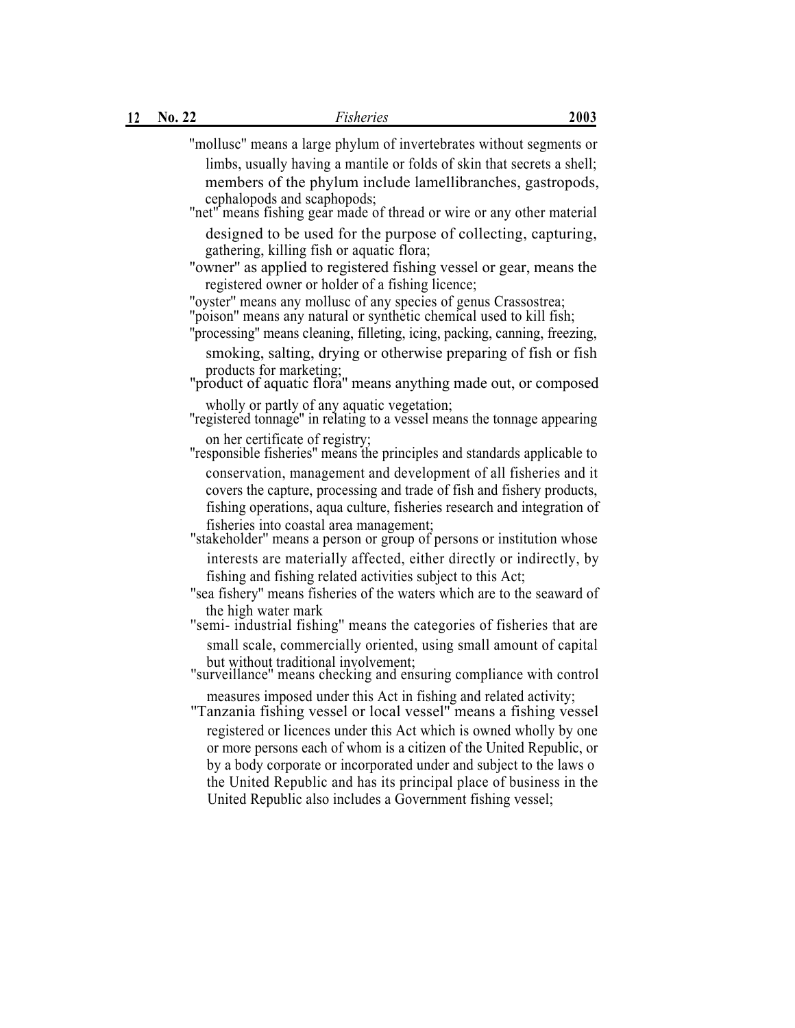"mollusc" means a large phylum of invertebrates without segments or limbs, usually having a mantile or folds of skin that secrets a shell; members of the phylum include lamellibranches, gastropods, cephalopods and scaphopods;

"net" means fishing gear made of thread or wire or any other material designed to be used for the purpose of collecting, capturing, gathering, killing fish or aquatic flora;

"owner" as applied to registered fishing vessel or gear, means the registered owner or holder of a fishing licence;

"oyster" means any mollusc of any species of genus Crassostrea;

"poison" means any natural or synthetic chemical used to kill fish;

"processing" means cleaning, filleting, icing, packing, canning, freezing, smoking, salting, drying or otherwise preparing of fish or fish products for marketing;

"product of aquatic flora" means anything made out, or composed wholly or partly of any aquatic vegetation;

"registered tonnage" in relating to a vessel means the tonnage appearing on her certificate of registry;

"responsible fisheries" means the principles and standards applicable to conservation, management and development of all fisheries and it covers the capture, processing and trade of fish and fishery products, fishing operations, aqua culture, fisheries research and integration of fisheries into coastal area management;

"stakeholder" means a person or group of persons or institution whose interests are materially affected, either directly or indirectly, by fishing and fishing related activities subject to this Act;

"sea fishery" means fisheries of the waters which are to the seaward of the high water mark

"semi- industrial fishing" means the categories of fisheries that are small scale, commercially oriented, using small amount of capital but without traditional involvement;

"surveillance" means checking and ensuring compliance with control measures imposed under this Act in fishing and related activity;

"Tanzania fishing vessel or local vessel" means a fishing vessel registered or licences under this Act which is owned wholly by one or more persons each of whom is a citizen of the United Republic, or by a body corporate or incorporated under and subject to the laws o the United Republic and has its principal place of business in the United Republic also includes a Government fishing vessel;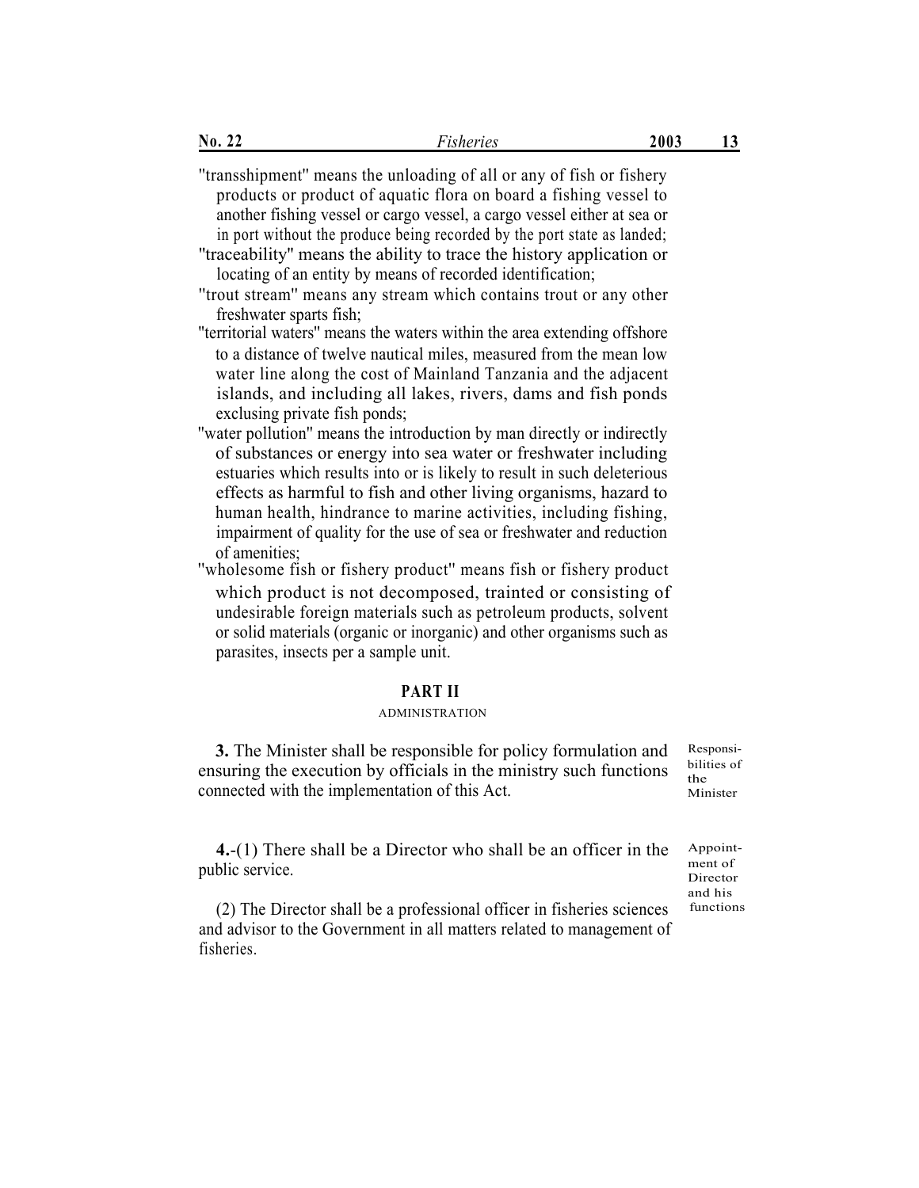"transshipment" means the unloading of all or any of fish or fishery products or product of aquatic flora on board a fishing vessel to another fishing vessel or cargo vessel, a cargo vessel either at sea or in port without the produce being recorded by the port state as landed;

"traceability" means the ability to trace the history application or locating of an entity by means of recorded identification;

"trout stream" means any stream which contains trout or any other freshwater sparts fish;

"territorial waters" means the waters within the area extending offshore to a distance of twelve nautical miles, measured from the mean low water line along the cost of Mainland Tanzania and the adjacent islands, and including all lakes, rivers, dams and fish ponds exclusing private fish ponds;

"water pollution" means the introduction by man directly or indirectly of substances or energy into sea water or freshwater including estuaries which results into or is likely to result in such deleterious effects as harmful to fish and other living organisms, hazard to human health, hindrance to marine activities, including fishing, impairment of quality for the use of sea or freshwater and reduction of amenities;

"wholesome fish or fishery product" means fish or fishery product which product is not decomposed, trainted or consisting of undesirable foreign materials such as petroleum products, solvent or solid materials (organic or inorganic) and other organisms such as parasites, insects per a sample unit.

## PART II

### ADMINISTRATION

*Responsibilities of the Minister*

**3.** The Minister shall be responsible for policy formulation and ensuring the execution by officials in the ministry such functions connected with the implementation of this Act.

*Appointment of Director and his functions*

**4.**-(1) There shall be a Director who shall be an officer in the public service.

(2) The Director shall be a professional officer in fisheries sciences and advisor to the Government in all matters related to management of fisheries.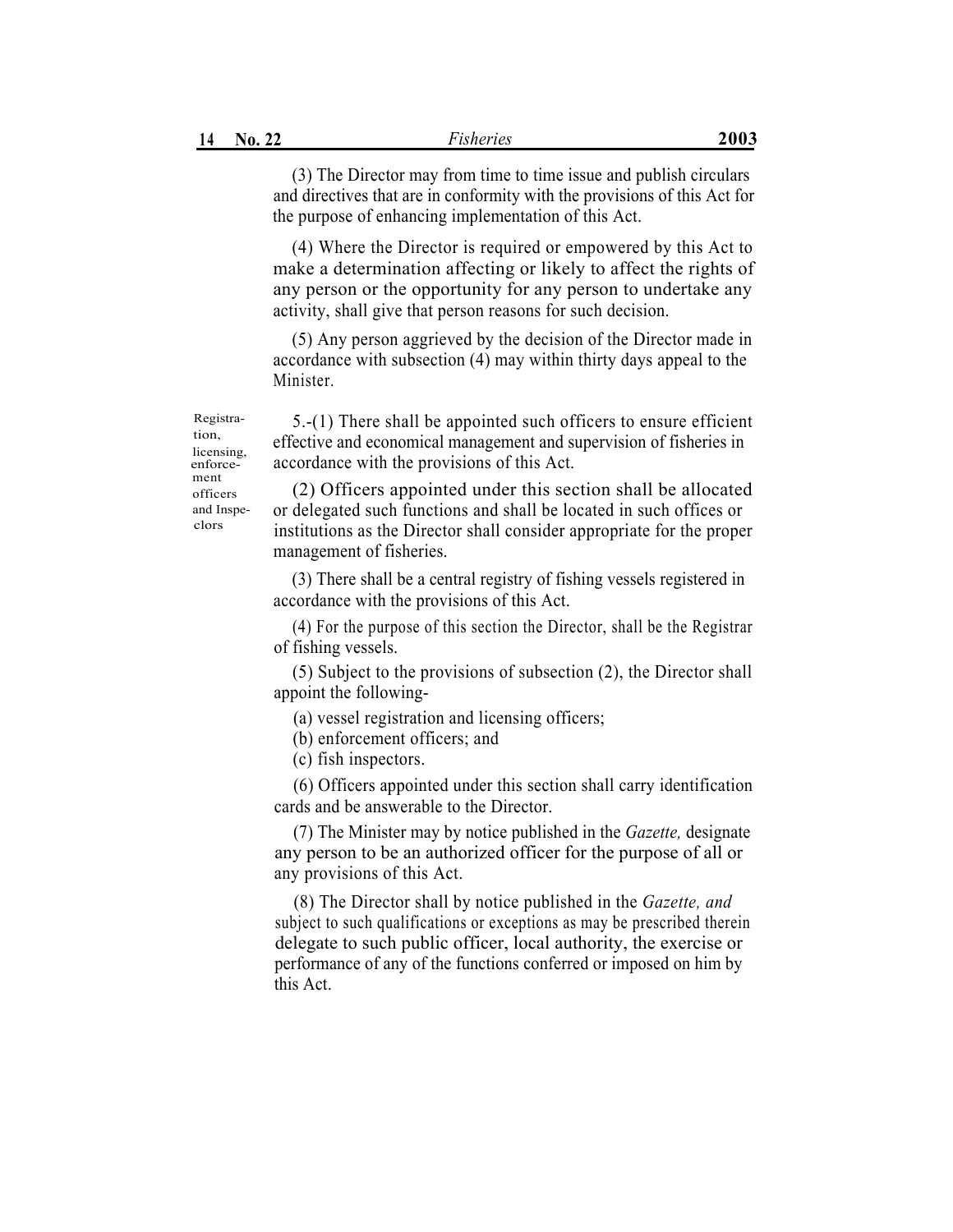(3) The Director may from time to time issue and publish circulars and directives that are in conformity with the provisions of this Act for the purpose of enhancing implementation of this Act.

(4) Where the Director is required or empowered by this Act to make a determination affecting or likely to affect the rights of any person or the opportunity for any person to undertake any activity, shall give that person reasons for such decision.

(5) Any person aggrieved by the decision of the Director made in accordance with subsection (4) may within thirty days appeal to the Minister.

Registration, licensing, enforcement officers and Inspeclors

5.-(1) There shall be appointed such officers to ensure efficient effective and economical management and supervision of fisheries in accordance with the provisions of this Act.

(2) Officers appointed under this section shall be allocated or delegated such functions and shall be located in such offices or institutions as the Director shall consider appropriate for the proper management of fisheries.

(3) There shall be a central registry of fishing vessels registered in accordance with the provisions of this Act.

(4) For the purpose of this section the Director, shall be the Registrar of fishing vessels.

(5) Subject to the provisions of subsection (2), the Director shall appoint the following-

(a) vessel registration and licensing officers;

(b) enforcement officers; and

(c) fish inspectors.

(6) Officers appointed under this section shall carry identification cards and be answerable to the Director.

(7) The Minister may by notice published in the *Gazette,* designate any person to be an authorized officer for the purpose of all or any provisions of this Act.

(8) The Director shall by notice published in the *Gazette, and* subject to such qualifications or exceptions as may be prescribed therein delegate to such public officer, local authority, the exercise or performance of any of the functions conferred or imposed on him by this Act.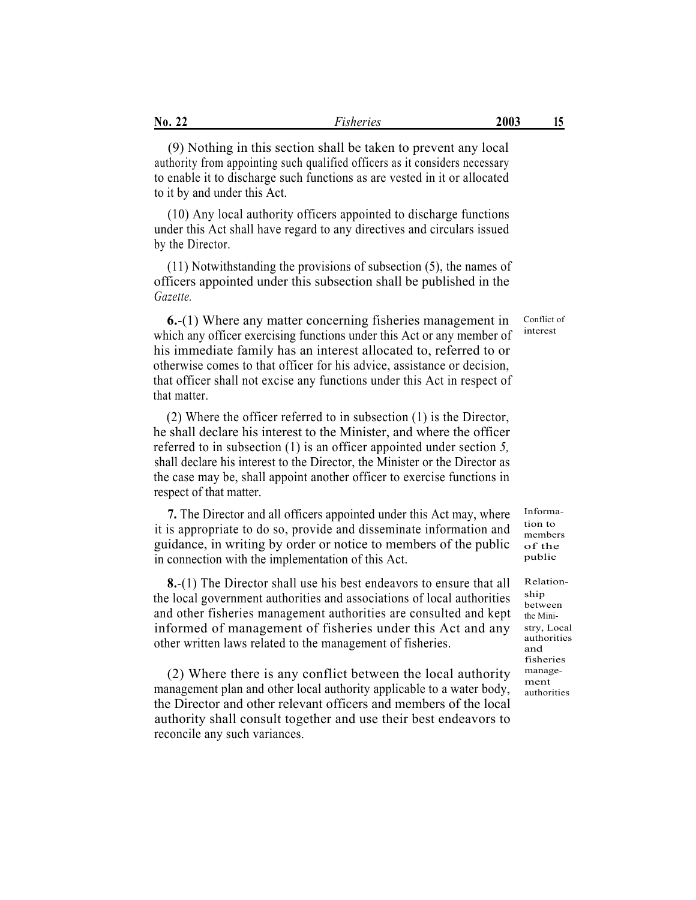(9) Nothing in this section shall be taken to prevent any local authority from appointing such qualified officers as it considers necessary to enable it to discharge such functions as are vested in it or allocated to it by and under this Act.

(10) Any local authority officers appointed to discharge functions under this Act shall have regard to any directives and circulars issued by the Director.

(11) Notwithstanding the provisions of subsection (5), the names of officers appointed under this subsection shall be published in the *Gazette.*

Conflict of interest

**6.**-(1) Where any matter concerning fisheries management in which any officer exercising functions under this Act or any member of his immediate family has an interest allocated to, referred to or otherwise comes to that officer for his advice, assistance or decision, that officer shall not excise any functions under this Act in respect of that matter.

(2) Where the officer referred to in subsection (1) is the Director, he shall declare his interest to the Minister, and where the officer referred to in subsection (1) is an officer appointed under section *5,* shall declare his interest to the Director, the Minister or the Director as the case may be, shall appoint another officer to exercise functions in respect of that matter.

Information to members of the public

**7.** The Director and all officers appointed under this Act may, where it is appropriate to do so, provide and disseminate information and guidance, in writing by order or notice to members of the public in connection with the implementation of this Act.

Relationship between the Ministry, Local authorities and fisheries management authorities

**8.**-(1) The Director shall use his best endeavors to ensure that all the local government authorities and associations of local authorities and other fisheries management authorities are consulted and kept informed of management of fisheries under this Act and any other written laws related to the management of fisheries.

(2) Where there is any conflict between the local authority management plan and other local authority applicable to a water body, the Director and other relevant officers and members of the local authority shall consult together and use their best endeavors to reconcile any such variances.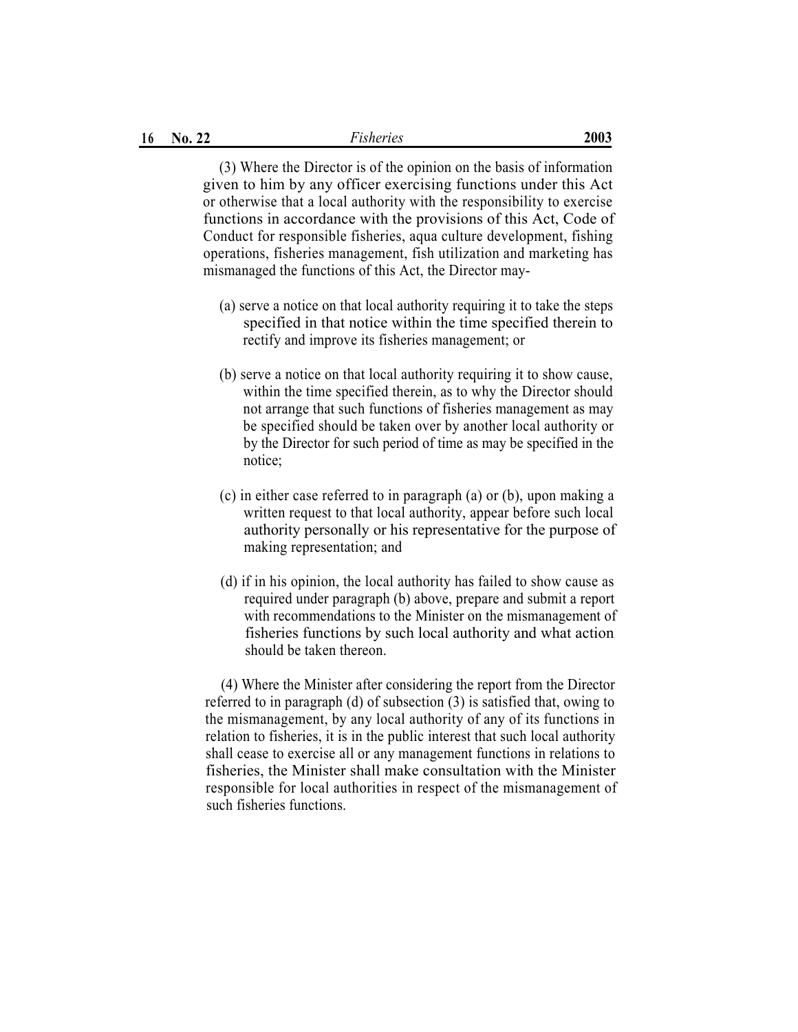(3) Where the Director is of the opinion on the basis of information given to him by any officer exercising functions under this Act or otherwise that a local authority with the responsibility to exercise functions in accordance with the provisions of this Act, Code of Conduct for responsible fisheries, aqua culture development, fishing operations, fisheries management, fish utilization and marketing has mismanaged the functions of this Act, the Director may-

(a) serve a notice on that local authority requiring it to take the steps specified in that notice within the time specified therein to rectify and improve its fisheries management; or

(b) serve a notice on that local authority requiring it to show cause, within the time specified therein, as to why the Director should not arrange that such functions of fisheries management as may be specified should be taken over by another local authority or by the Director for such period of time as may be specified in the notice;

(c) in either case referred to in paragraph (a) or (b), upon making a written request to that local authority, appear before such local authority personally or his representative for the purpose of making representation; and

(d) if in his opinion, the local authority has failed to show cause as required under paragraph (b) above, prepare and submit a report with recommendations to the Minister on the mismanagement of fisheries functions by such local authority and what action should be taken thereon.

(4) Where the Minister after considering the report from the Director referred to in paragraph (d) of subsection (3) is satisfied that, owing to the mismanagement, by any local authority of any of its functions in relation to fisheries, it is in the public interest that such local authority shall cease to exercise all or any management functions in relations to fisheries, the Minister shall make consultation with the Minister responsible for local authorities in respect of the mismanagement of such fisheries functions.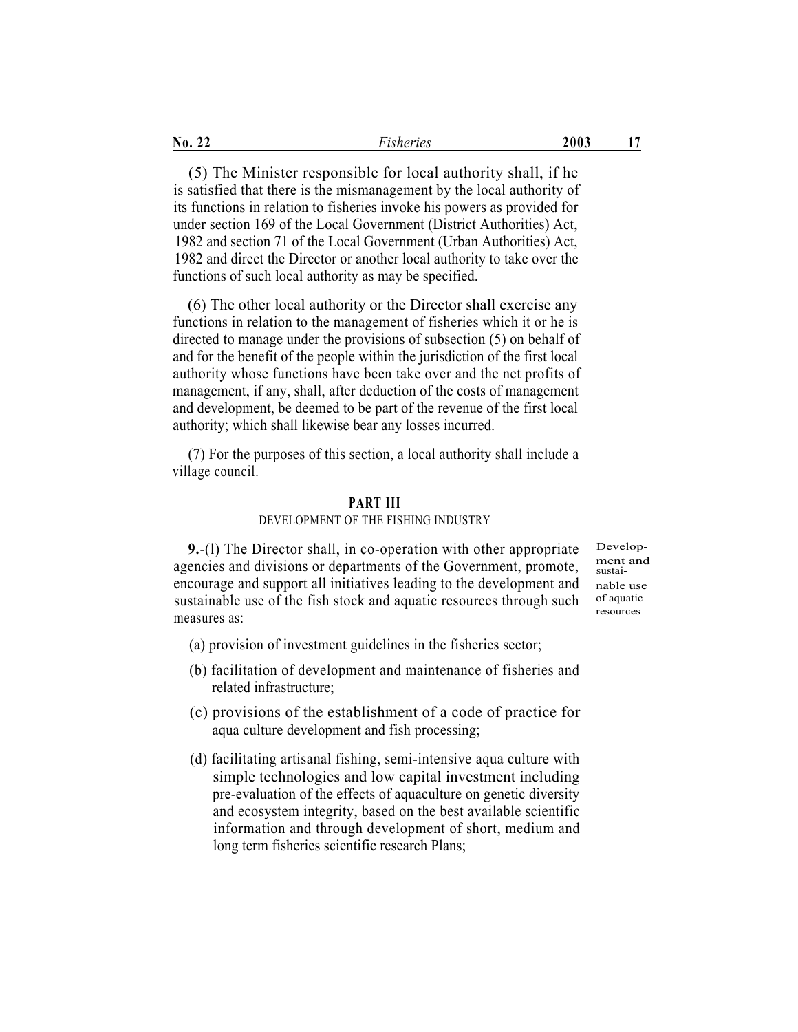(5) The Minister responsible for local authority shall, if he is satisfied that there is the mismanagement by the local authority of its functions in relation to fisheries invoke his powers as provided for under section 169 of the Local Government (District Authorities) Act, 1982 and section 71 of the Local Government (Urban Authorities) Act, 1982 and direct the Director or another local authority to take over the functions of such local authority as may be specified.

(6) The other local authority or the Director shall exercise any functions in relation to the management of fisheries which it or he is directed to manage under the provisions of subsection (5) on behalf of and for the benefit of the people within the jurisdiction of the first local authority whose functions have been take over and the net profits of management, if any, shall, after deduction of the costs of management and development, be deemed to be part of the revenue of the first local authority; which shall likewise bear any losses incurred.

(7) For the purposes of this section, a local authority shall include a village council.

## PART III

### DEVELOPMENT OF THE FISHING INDUSTRY

*Development and sustainable use of aquatic resources*

**9.**-(l) The Director shall, in co-operation with other appropriate agencies and divisions or departments of the Government, promote, encourage and support all initiatives leading to the development and sustainable use of the fish stock and aquatic resources through such measures as:

(a) provision of investment guidelines in the fisheries sector;

(b) facilitation of development and maintenance of fisheries and related infrastructure;

(c) provisions of the establishment of a code of practice for aqua culture development and fish processing;

(d) facilitating artisanal fishing, semi-intensive aqua culture with simple technologies and low capital investment including pre-evaluation of the effects of aquaculture on genetic diversity and ecosystem integrity, based on the best available scientific information and through development of short, medium and long term fisheries scientific research Plans;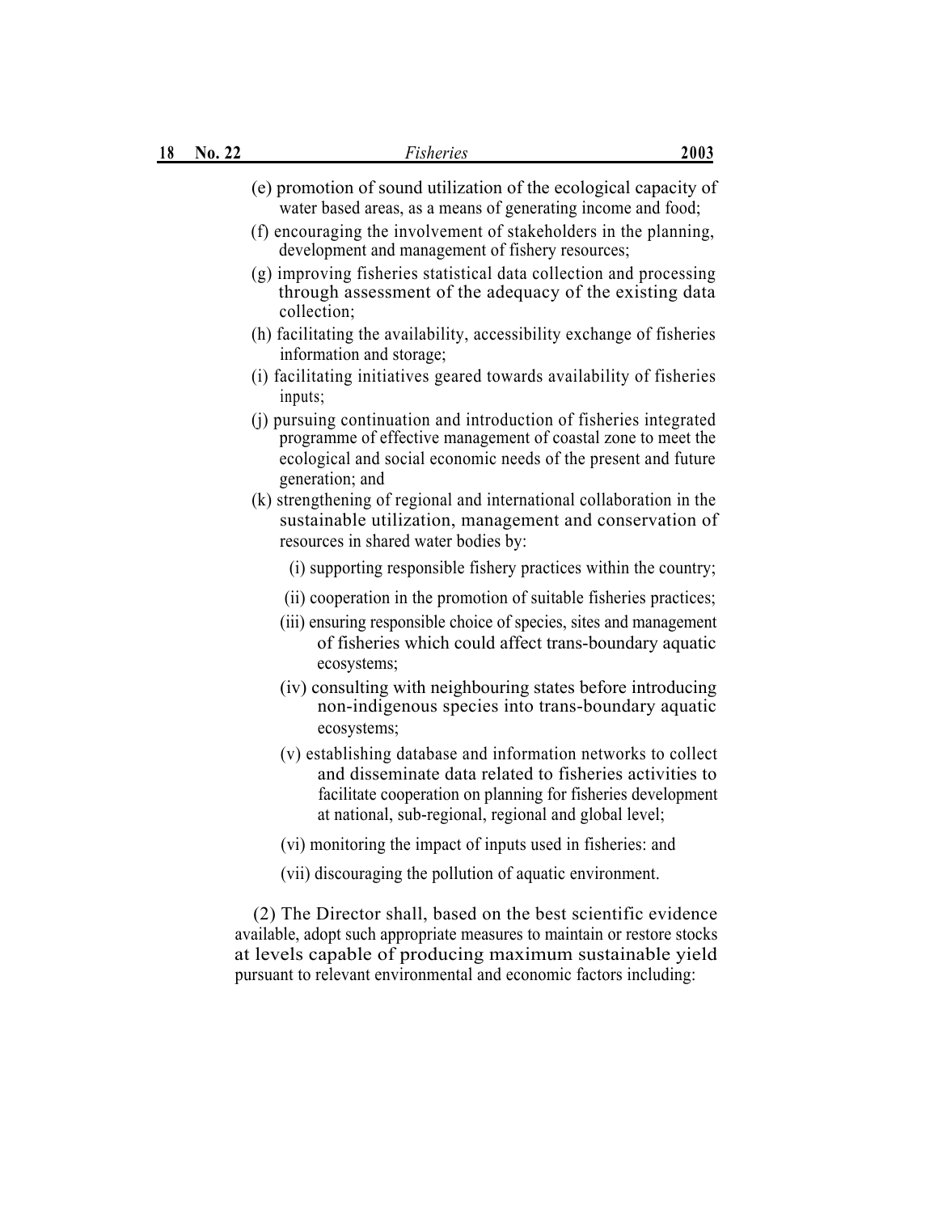(e) promotion of sound utilization of the ecological capacity of water based areas, as a means of generating income and food;

(f) encouraging the involvement of stakeholders in the planning, development and management of fishery resources;

(g) improving fisheries statistical data collection and processing through assessment of the adequacy of the existing data collection;

(h) facilitating the availability, accessibility exchange of fisheries information and storage;

(i) facilitating initiatives geared towards availability of fisheries inputs;

(j) pursuing continuation and introduction of fisheries integrated programme of effective management of coastal zone to meet the ecological and social economic needs of the present and future generation; and

(k) strengthening of regional and international collaboration in the sustainable utilization, management and conservation of resources in shared water bodies by:

(i) supporting responsible fishery practices within the country;

(ii) cooperation in the promotion of suitable fisheries practices;

(iii) ensuring responsible choice of species, sites and management of fisheries which could affect trans-boundary aquatic ecosystems;

(iv) consulting with neighbouring states before introducing non-indigenous species into trans-boundary aquatic ecosystems;

(v) establishing database and information networks to collect and disseminate data related to fisheries activities to facilitate cooperation on planning for fisheries development at national, sub-regional, regional and global level;

(vi) monitoring the impact of inputs used in fisheries: and

(vii) discouraging the pollution of aquatic environment.

(2) The Director shall, based on the best scientific evidence available, adopt such appropriate measures to maintain or restore stocks at levels capable of producing maximum sustainable yield pursuant to relevant environmental and economic factors including: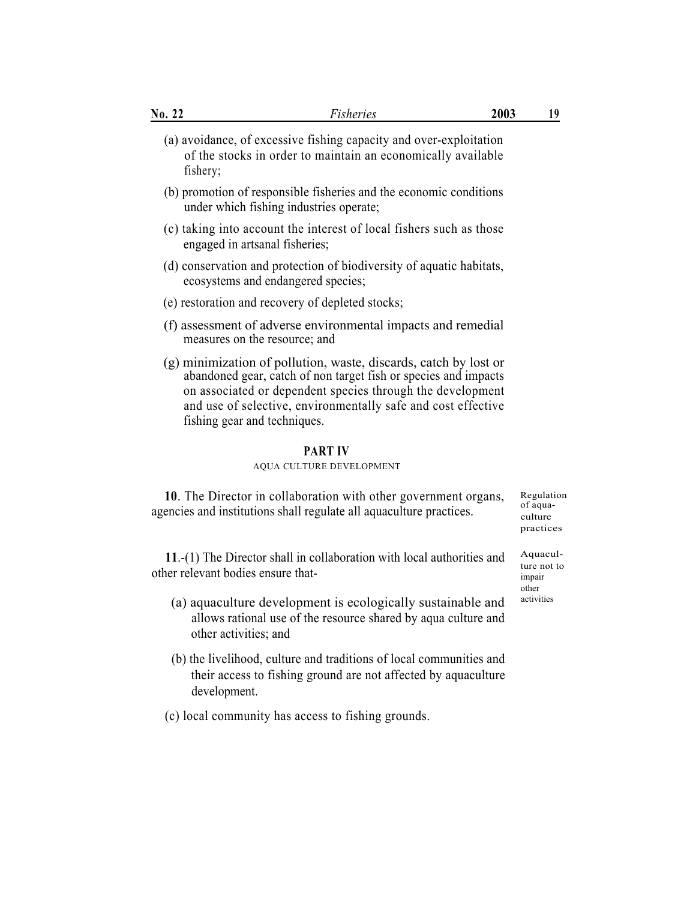(a) avoidance, of excessive fishing capacity and over-exploitation of the stocks in order to maintain an economically available fishery;

(b) promotion of responsible fisheries and the economic conditions under which fishing industries operate;

(c) taking into account the interest of local fishers such as those engaged in artsanal fisheries;

(d) conservation and protection of biodiversity of aquatic habitats, ecosystems and endangered species;

(e) restoration and recovery of depleted stocks;

(f) assessment of adverse environmental impacts and remedial measures on the resource; and

(g) minimization of pollution, waste, discards, catch by lost or abandoned gear, catch of non target fish or species and impacts on associated or dependent species through the development and use of selective, environmentally safe and cost effective fishing gear and techniques.

## PART IV

### AQUA CULTURE DEVELOPMENT

*Regulation of aquaculture practices*

**10**. The Director in collaboration with other government organs, agencies and institutions shall regulate all aquaculture practices.

*Aquaculture not to impair other activities*

**11**.-(1) The Director shall in collaboration with local authorities and other relevant bodies ensure that-

(a) aquaculture development is ecologically sustainable and allows rational use of the resource shared by aqua culture and other activities; and

(b) the livelihood, culture and traditions of local communities and their access to fishing ground are not affected by aquaculture development.

(c) local community has access to fishing grounds.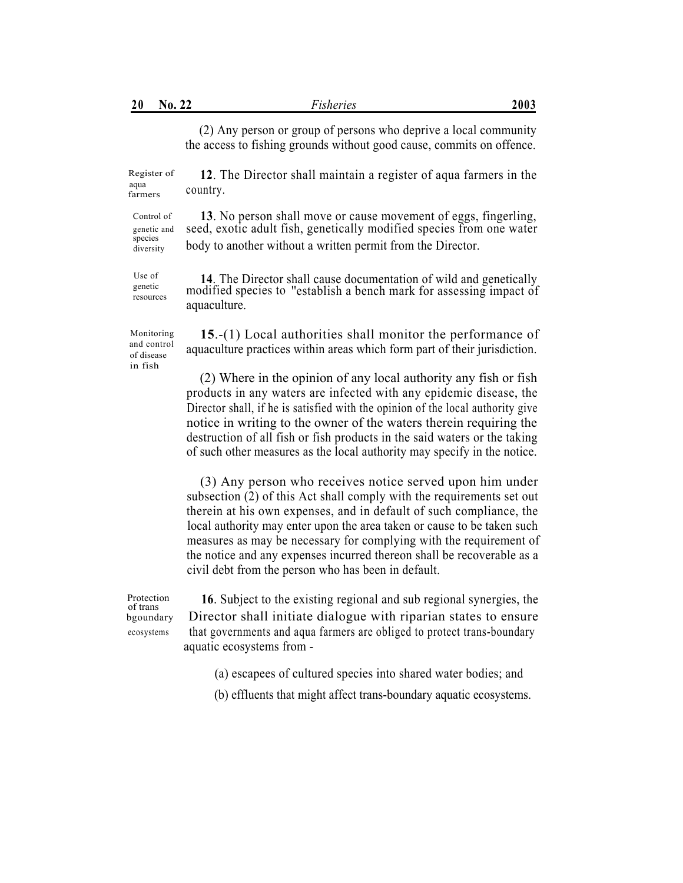(2) Any person or group of persons who deprive a local community the access to fishing grounds without good cause, commits on offence.

Register of aqua farmers

**12**. The Director shall maintain a register of aqua farmers in the country.

Control of genetic and species diversity

**13**. No person shall move or cause movement of eggs, fingerling, seed, exotic adult fish, genetically modified species from one water body to another without a written permit from the Director.

Use of genetic resources

**14**. The Director shall cause documentation of wild and genetically modified species to "establish a bench mark for assessing impact of aquaculture.

Monitoring and control of disease in fish

**15**.-(1) Local authorities shall monitor the performance of aquaculture practices within areas which form part of their jurisdiction.

(2) Where in the opinion of any local authority any fish or fish products in any waters are infected with any epidemic disease, the Director shall, if he is satisfied with the opinion of the local authority give notice in writing to the owner of the waters therein requiring the destruction of all fish or fish products in the said waters or the taking of such other measures as the local authority may specify in the notice.

(3) Any person who receives notice served upon him under subsection (2) of this Act shall comply with the requirements set out therein at his own expenses, and in default of such compliance, the local authority may enter upon the area taken or cause to be taken such measures as may be necessary for complying with the requirement of the notice and any expenses incurred thereon shall be recoverable as a civil debt from the person who has been in default.

Protection of trans bgoundary ecosystems

**16**. Subject to the existing regional and sub regional synergies, the Director shall initiate dialogue with riparian states to ensure that governments and aqua farmers are obliged to protect trans-boundary aquatic ecosystems from -

(a) escapees of cultured species into shared water bodies; and

(b) effluents that might affect trans-boundary aquatic ecosystems.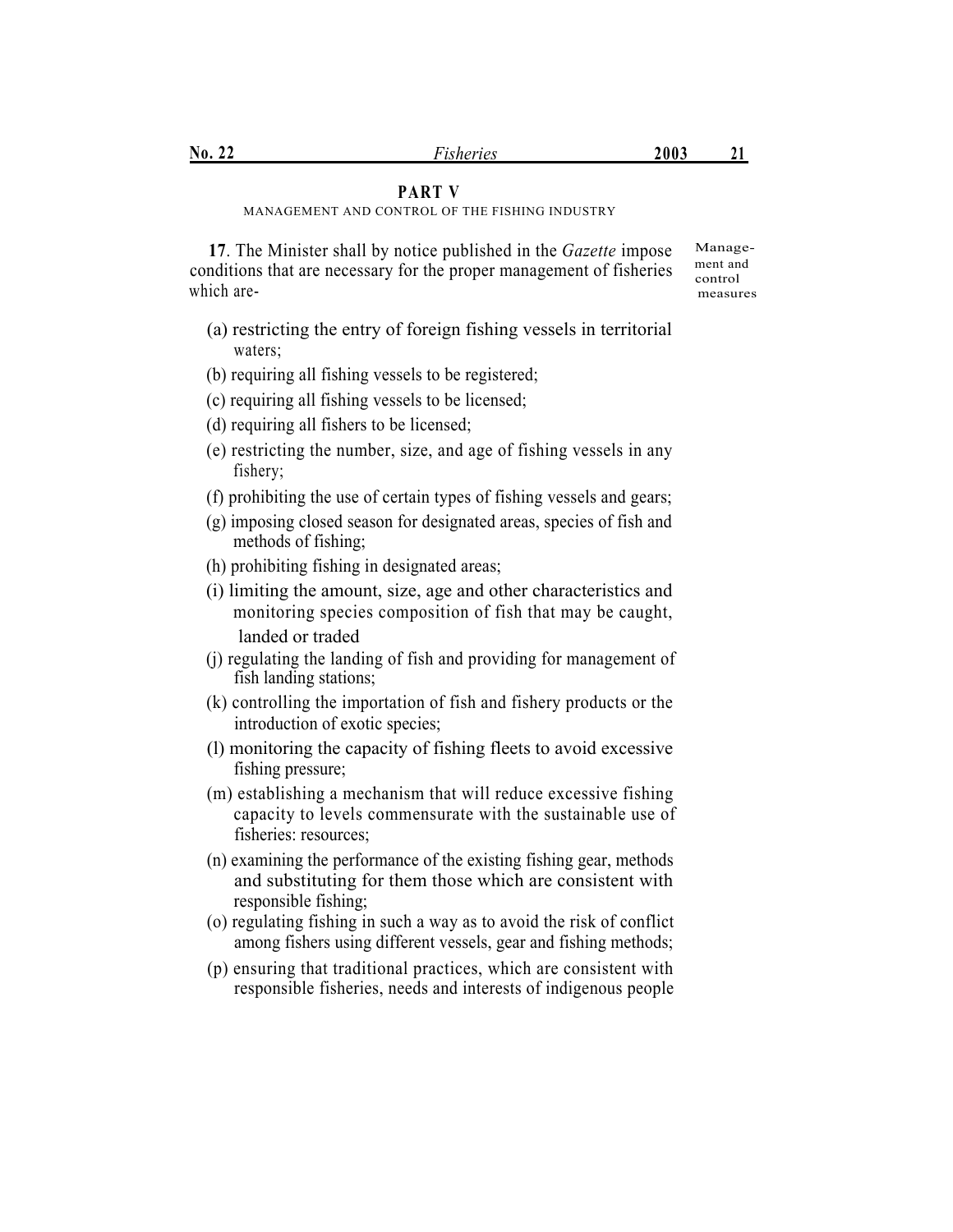## PART V

MANAGEMENT AND CONTROL OF THE FISHING INDUSTRY

**17**. The Minister shall by notice published in the *Gazette* impose conditions that are necessary for the proper management of fisheries which are-

Management and control measures

(a) restricting the entry of foreign fishing vessels in territorial waters;

(b) requiring all fishing vessels to be registered;

(c) requiring all fishing vessels to be licensed;

(d) requiring all fishers to be licensed;

(e) restricting the number, size, and age of fishing vessels in any fishery;

(f) prohibiting the use of certain types of fishing vessels and gears;

(g) imposing closed season for designated areas, species of fish and methods of fishing;

(h) prohibiting fishing in designated areas;

(i) limiting the amount, size, age and other characteristics and monitoring species composition of fish that may be caught, landed or traded

(j) regulating the landing of fish and providing for management of fish landing stations;

(k) controlling the importation of fish and fishery products or the introduction of exotic species;

(l) monitoring the capacity of fishing fleets to avoid excessive fishing pressure;

(m) establishing a mechanism that will reduce excessive fishing capacity to levels commensurate with the sustainable use of fisheries: resources;

(n) examining the performance of the existing fishing gear, methods and substituting for them those which are consistent with responsible fishing;

(o) regulating fishing in such a way as to avoid the risk of conflict among fishers using different vessels, gear and fishing methods;

(p) ensuring that traditional practices, which are consistent with responsible fisheries, needs and interests of indigenous people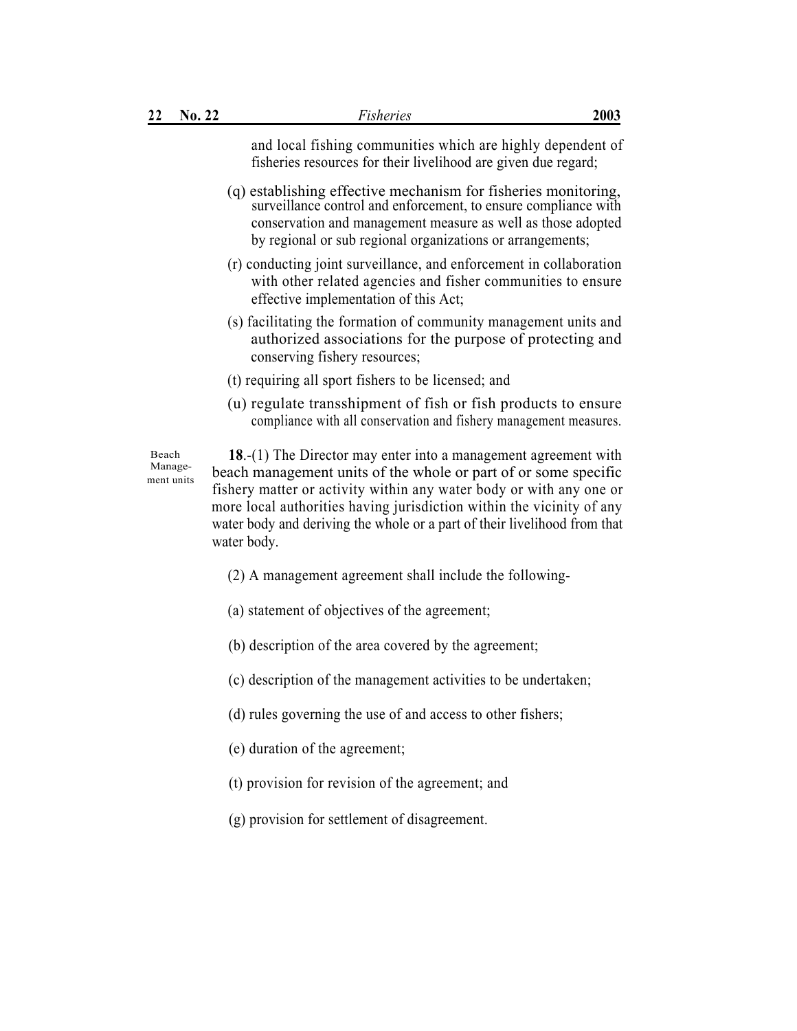and local fishing communities which are highly dependent of fisheries resources for their livelihood are given due regard;

(q) establishing effective mechanism for fisheries monitoring, surveillance control and enforcement, to ensure compliance with conservation and management measure as well as those adopted by regional or sub regional organizations or arrangements;

(r) conducting joint surveillance, and enforcement in collaboration with other related agencies and fisher communities to ensure effective implementation of this Act;

(s) facilitating the formation of community management units and authorized associations for the purpose of protecting and conserving fishery resources;

(t) requiring all sport fishers to be licensed; and

(u) regulate transshipment of fish or fish products to ensure compliance with all conservation and fishery management measures.

Beach Management units

**18**.-(1) The Director may enter into a management agreement with beach management units of the whole or part of or some specific fishery matter or activity within any water body or with any one or more local authorities having jurisdiction within the vicinity of any water body and deriving the whole or a part of their livelihood from that water body.

(2) A management agreement shall include the following-

(a) statement of objectives of the agreement;

(b) description of the area covered by the agreement;

(c) description of the management activities to be undertaken;

(d) rules governing the use of and access to other fishers;

(e) duration of the agreement;

(t) provision for revision of the agreement; and

(g) provision for settlement of disagreement.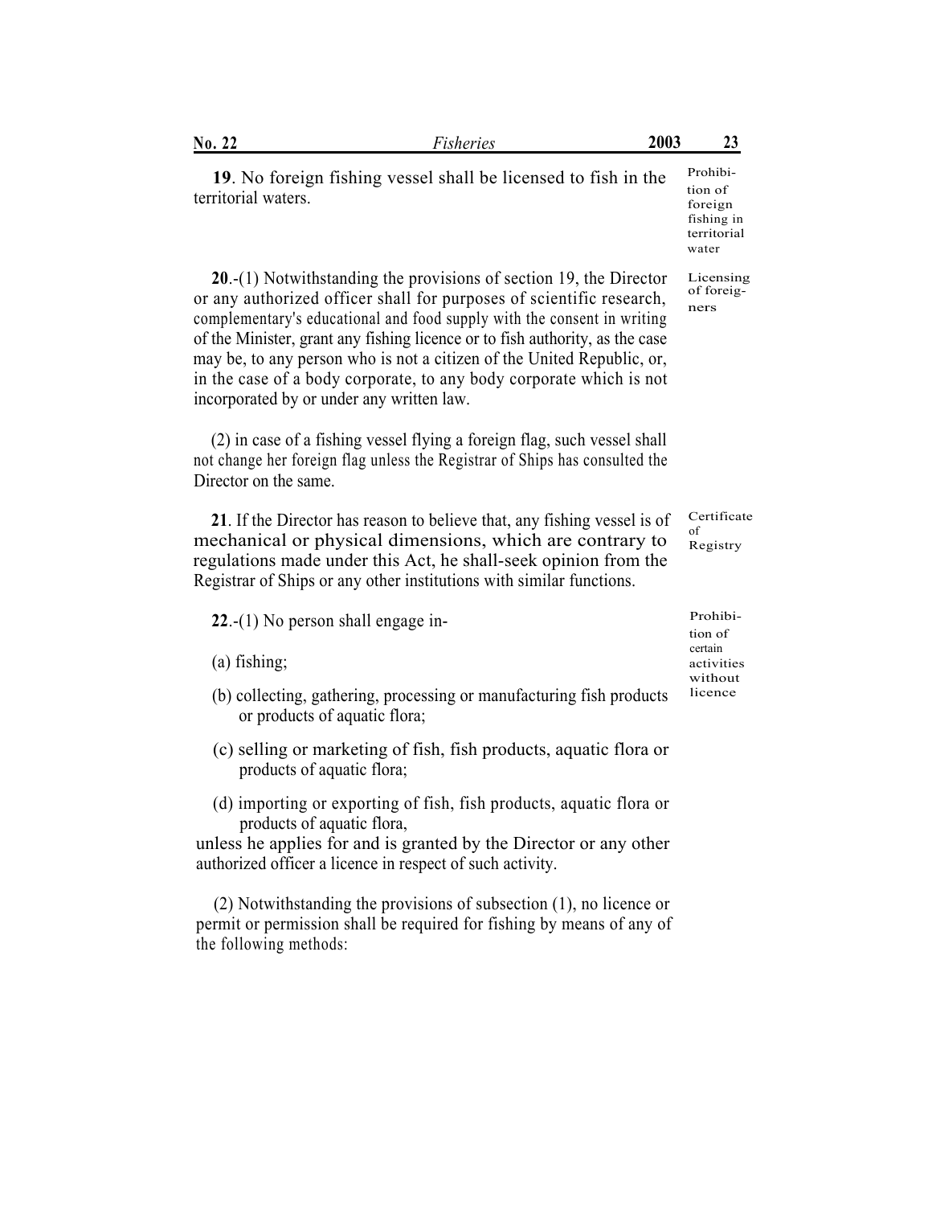**19**. No foreign fishing vessel shall be licensed to fish in the territorial waters.

Prohibition of foreign fishing in territorial water

**20**.-(1) Notwithstanding the provisions of section 19, the Director or any authorized officer shall for purposes of scientific research, complementary's educational and food supply with the consent in writing of the Minister, grant any fishing licence or to fish authority, as the case may be, to any person who is not a citizen of the United Republic, or, in the case of a body corporate, to any body corporate which is not incorporated by or under any written law.

Licensing of foreigners

(2) in case of a fishing vessel flying a foreign flag, such vessel shall not change her foreign flag unless the Registrar of Ships has consulted the Director on the same.

**21**. If the Director has reason to believe that, any fishing vessel is of mechanical or physical dimensions, which are contrary to regulations made under this Act, he shall-seek opinion from the Registrar of Ships or any other institutions with similar functions.

Certificate of Registry

**22**.-(1) No person shall engage in-

Prohibition of certain activities without licence

(a) fishing;

(b) collecting, gathering, processing or manufacturing fish products or products of aquatic flora;

(c) selling or marketing of fish, fish products, aquatic flora or products of aquatic flora;

(d) importing or exporting of fish, fish products, aquatic flora or products of aquatic flora,

unless he applies for and is granted by the Director or any other authorized officer a licence in respect of such activity.

(2) Notwithstanding the provisions of subsection (1), no licence or permit or permission shall be required for fishing by means of any of the following methods: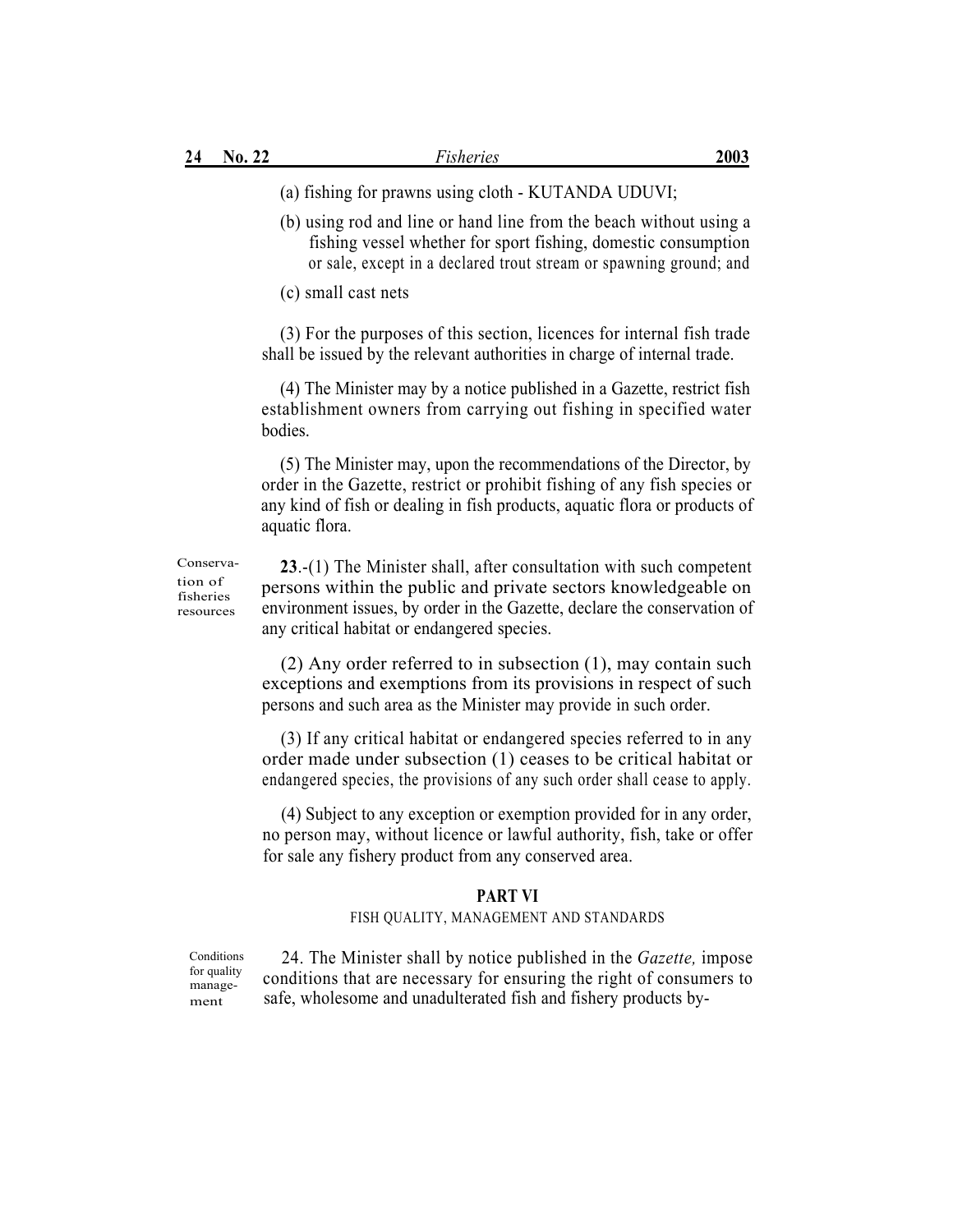(a) fishing for prawns using cloth - KUTANDA UDUVI;

(b) using rod and line or hand line from the beach without using a fishing vessel whether for sport fishing, domestic consumption or sale, except in a declared trout stream or spawning ground; and

(c) small cast nets

(3) For the purposes of this section, licences for internal fish trade shall be issued by the relevant authorities in charge of internal trade.

(4) The Minister may by a notice published in a Gazette, restrict fish establishment owners from carrying out fishing in specified water bodies.

(5) The Minister may, upon the recommendations of the Director, by order in the Gazette, restrict or prohibit fishing of any fish species or any kind of fish or dealing in fish products, aquatic flora or products of aquatic flora.

Conservation of fisheries resources

**23**.-(1) The Minister shall, after consultation with such competent persons within the public and private sectors knowledgeable on environment issues, by order in the Gazette, declare the conservation of any critical habitat or endangered species.

(2) Any order referred to in subsection (1), may contain such exceptions and exemptions from its provisions in respect of such persons and such area as the Minister may provide in such order.

(3) If any critical habitat or endangered species referred to in any order made under subsection (1) ceases to be critical habitat or endangered species, the provisions of any such order shall cease to apply.

(4) Subject to any exception or exemption provided for in any order, no person may, without licence or lawful authority, fish, take or offer for sale any fishery product from any conserved area.

## PART VI

### FISH QUALITY, MANAGEMENT AND STANDARDS

Conditions for quality management

24. The Minister shall by notice published in the *Gazette,* impose conditions that are necessary for ensuring the right of consumers to safe, wholesome and unadulterated fish and fishery products by-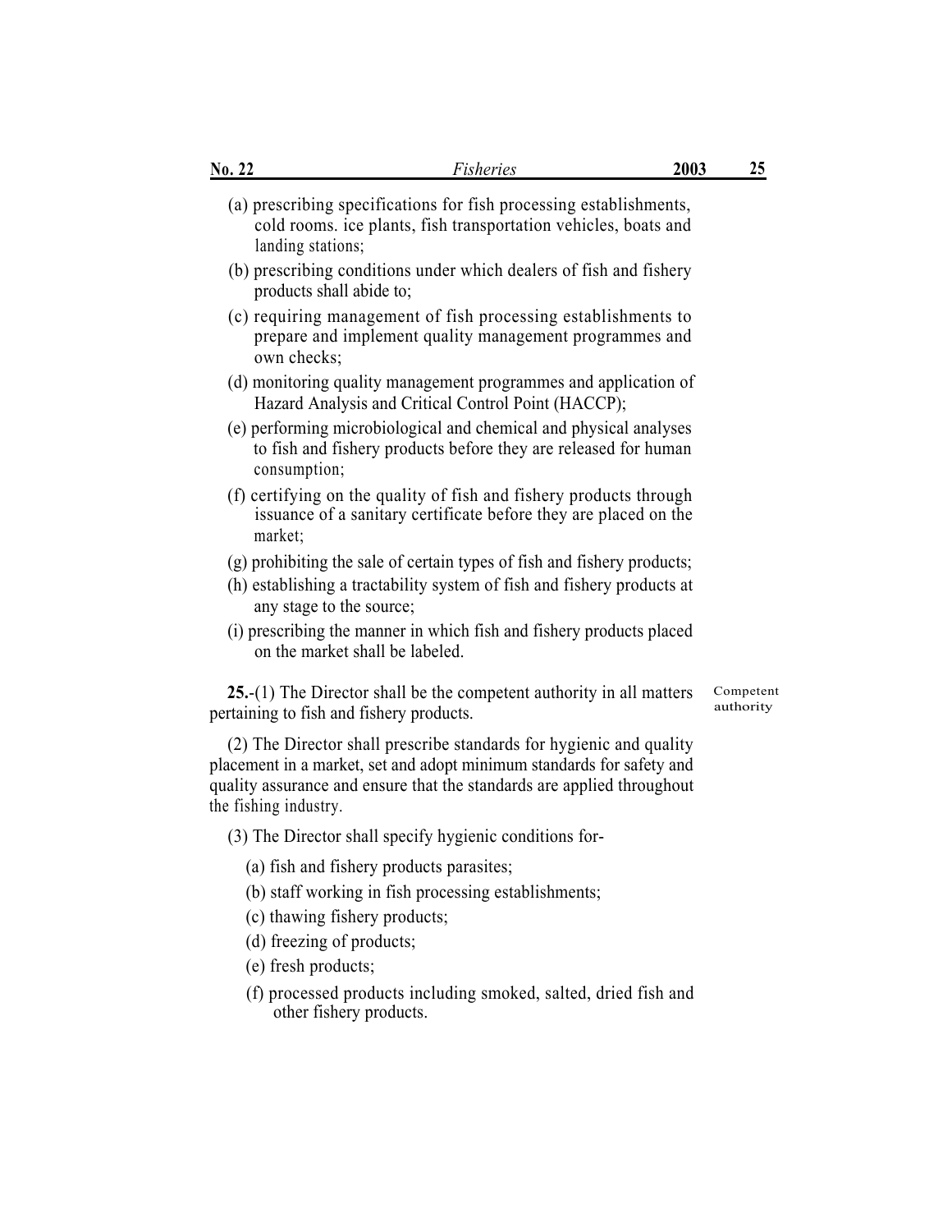(a) prescribing specifications for fish processing establishments, cold rooms. ice plants, fish transportation vehicles, boats and landing stations;

(b) prescribing conditions under which dealers of fish and fishery products shall abide to;

(c) requiring management of fish processing establishments to prepare and implement quality management programmes and own checks;

(d) monitoring quality management programmes and application of Hazard Analysis and Critical Control Point (HACCP);

(e) performing microbiological and chemical and physical analyses to fish and fishery products before they are released for human consumption;

(f) certifying on the quality of fish and fishery products through issuance of a sanitary certificate before they are placed on the market;

(g) prohibiting the sale of certain types of fish and fishery products;

(h) establishing a tractability system of fish and fishery products at any stage to the source;

(i) prescribing the manner in which fish and fishery products placed on the market shall be labeled.

Competent authority

**25.**-(1) The Director shall be the competent authority in all matters pertaining to fish and fishery products.

(2) The Director shall prescribe standards for hygienic and quality placement in a market, set and adopt minimum standards for safety and quality assurance and ensure that the standards are applied throughout the fishing industry.

(3) The Director shall specify hygienic conditions for-

(a) fish and fishery products parasites;

(b) staff working in fish processing establishments;

(c) thawing fishery products;

(d) freezing of products;

(e) fresh products;

(f) processed products including smoked, salted, dried fish and other fishery products.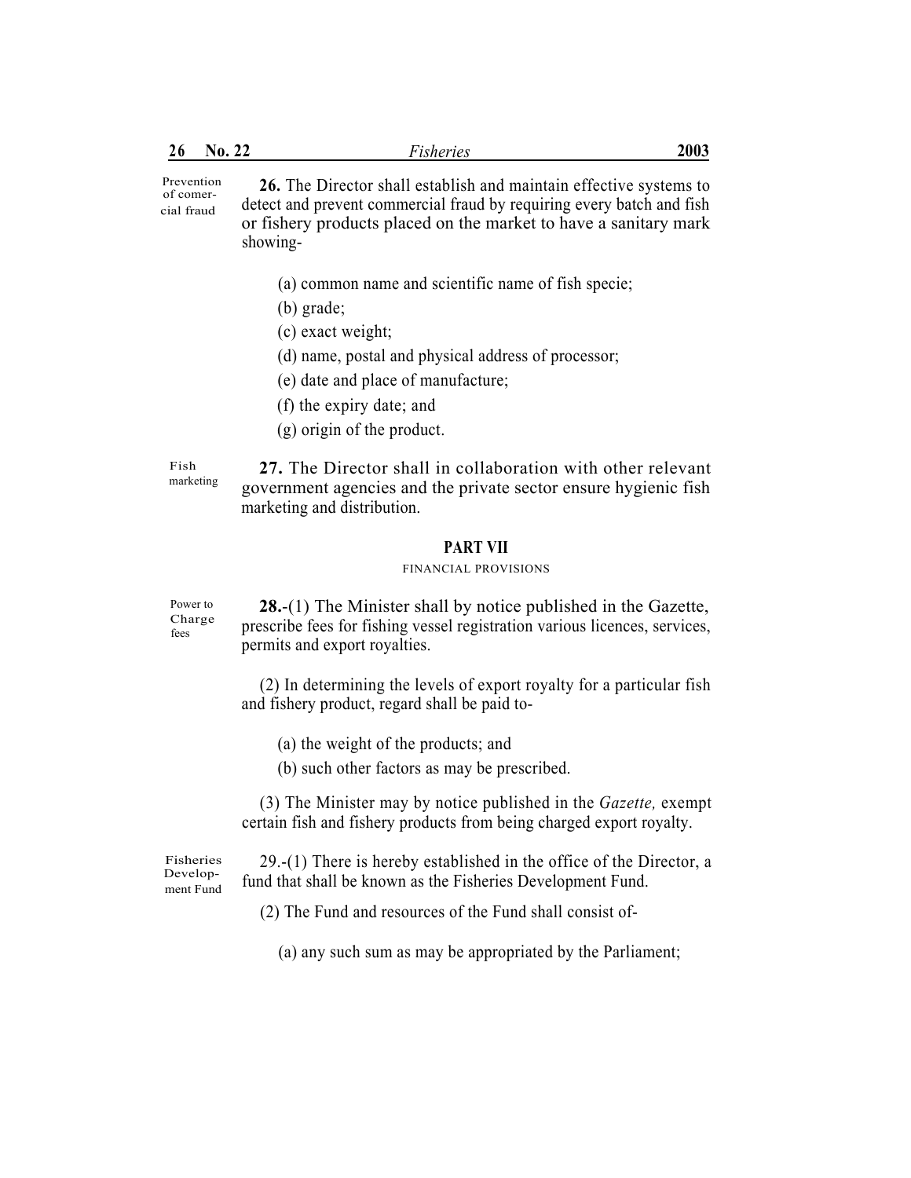Prevention of comercial fraud

**26.** The Director shall establish and maintain effective systems to detect and prevent commercial fraud by requiring every batch and fish or fishery products placed on the market to have a sanitary mark showing-

(a) common name and scientific name of fish specie;

(b) grade;

(c) exact weight;

(d) name, postal and physical address of processor;

(e) date and place of manufacture;

(f) the expiry date; and

(g) origin of the product.

Fish marketing

**27.** The Director shall in collaboration with other relevant government agencies and the private sector ensure hygienic fish marketing and distribution.

## PART VII

### FINANCIAL PROVISIONS

Power to Charge fees

**28.**-(1) The Minister shall by notice published in the Gazette, prescribe fees for fishing vessel registration various licences, services, permits and export royalties.

(2) In determining the levels of export royalty for a particular fish and fishery product, regard shall be paid to-

(a) the weight of the products; and

(b) such other factors as may be prescribed.

(3) The Minister may by notice published in the *Gazette,* exempt certain fish and fishery products from being charged export royalty.

Fisheries Development Fund

29.-(1) There is hereby established in the office of the Director, a fund that shall be known as the Fisheries Development Fund.

(2) The Fund and resources of the Fund shall consist of-

(a) any such sum as may be appropriated by the Parliament;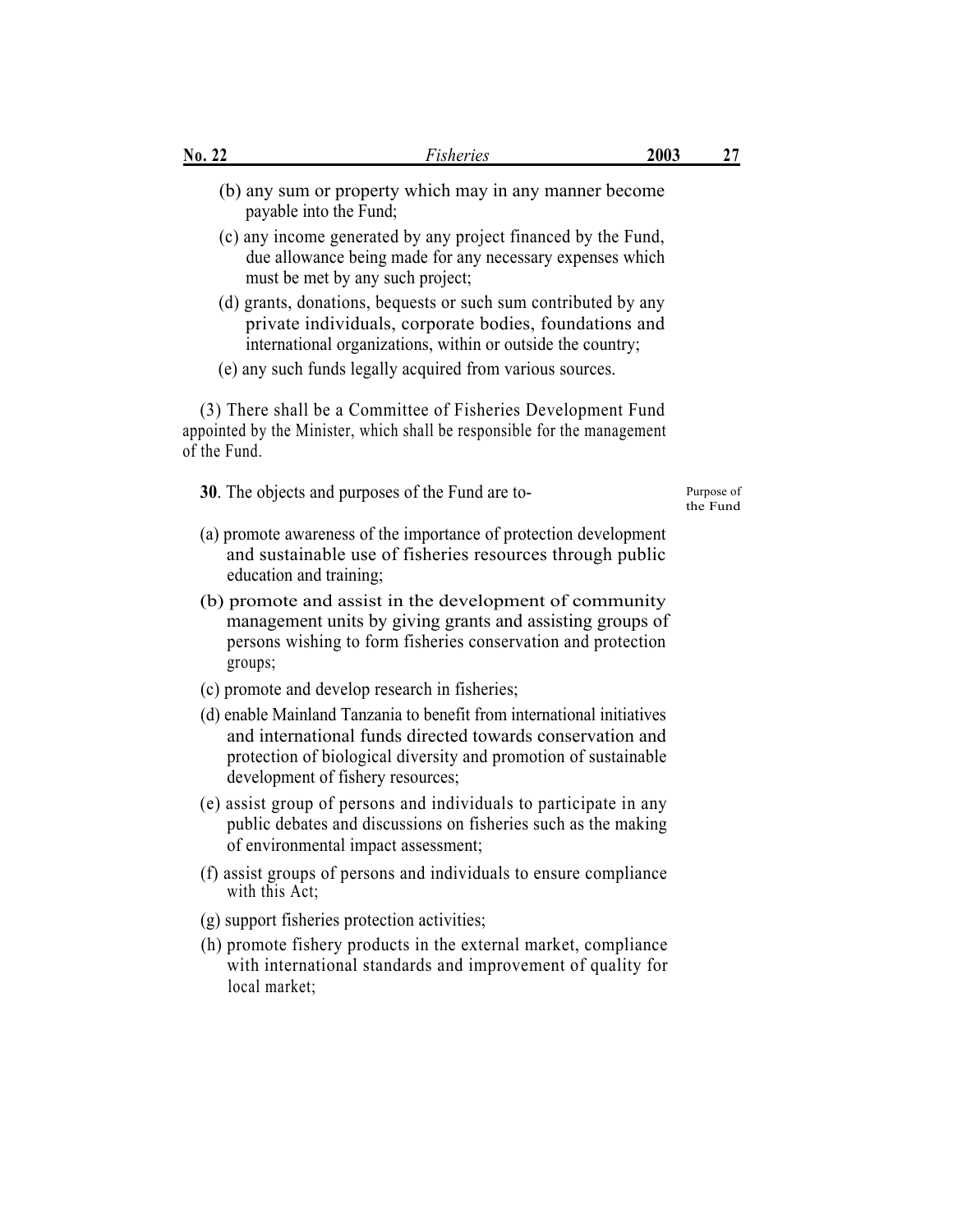(b) any sum or property which may in any manner become payable into the Fund;

(c) any income generated by any project financed by the Fund, due allowance being made for any necessary expenses which must be met by any such project;

(d) grants, donations, bequests or such sum contributed by any private individuals, corporate bodies, foundations and international organizations, within or outside the country;

(e) any such funds legally acquired from various sources.

(3) There shall be a Committee of Fisheries Development Fund appointed by the Minister, which shall be responsible for the management of the Fund.

Purpose of the Fund

**30**. The objects and purposes of the Fund are to-

(a) promote awareness of the importance of protection development and sustainable use of fisheries resources through public education and training;

(b) promote and assist in the development of community management units by giving grants and assisting groups of persons wishing to form fisheries conservation and protection groups;

(c) promote and develop research in fisheries;

(d) enable Mainland Tanzania to benefit from international initiatives and international funds directed towards conservation and protection of biological diversity and promotion of sustainable development of fishery resources;

(e) assist group of persons and individuals to participate in any public debates and discussions on fisheries such as the making of environmental impact assessment;

(f) assist groups of persons and individuals to ensure compliance with this Act;

(g) support fisheries protection activities;

(h) promote fishery products in the external market, compliance with international standards and improvement of quality for local market;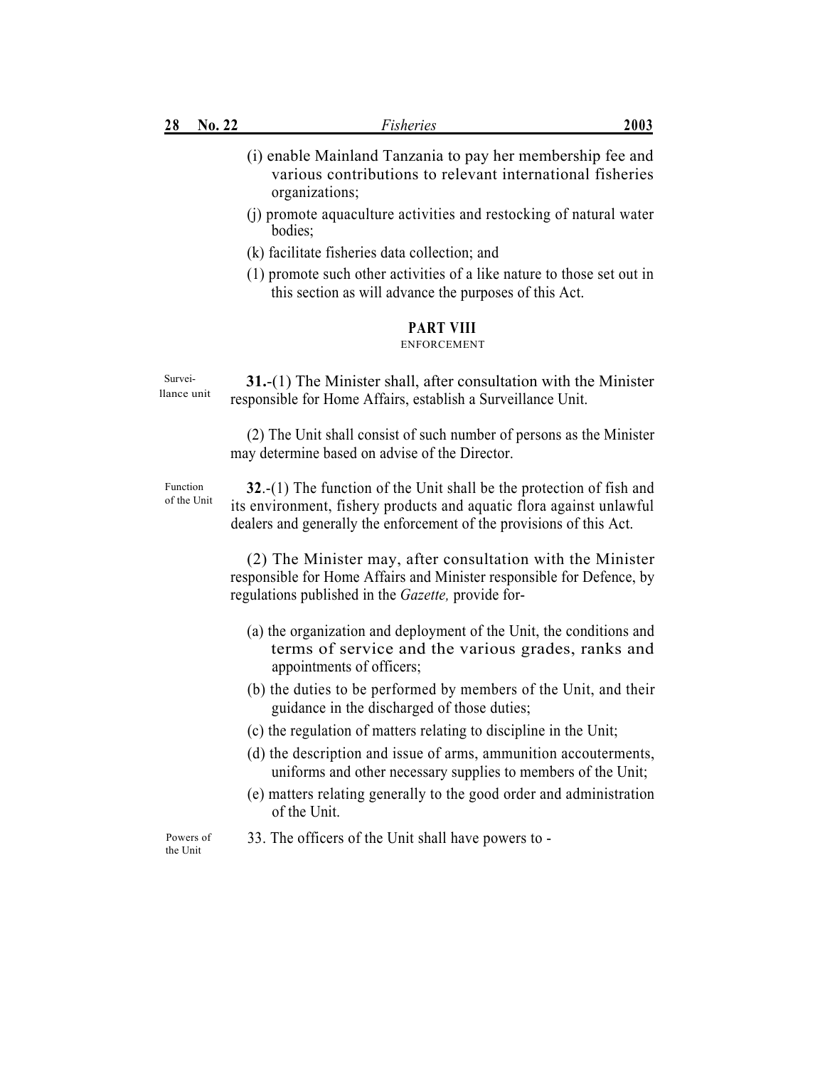(i) enable Mainland Tanzania to pay her membership fee and various contributions to relevant international fisheries organizations;

(j) promote aquaculture activities and restocking of natural water bodies;

(k) facilitate fisheries data collection; and

(1) promote such other activities of a like nature to those set out in this section as will advance the purposes of this Act.

## PART VIII
ENFORCEMENT

Surveillance unit

**31.**-(1) The Minister shall, after consultation with the Minister responsible for Home Affairs, establish a Surveillance Unit.

(2) The Unit shall consist of such number of persons as the Minister may determine based on advise of the Director.

Function of the Unit

**32**.-(1) The function of the Unit shall be the protection of fish and its environment, fishery products and aquatic flora against unlawful dealers and generally the enforcement of the provisions of this Act.

(2) The Minister may, after consultation with the Minister responsible for Home Affairs and Minister responsible for Defence, by regulations published in the *Gazette,* provide for-

(a) the organization and deployment of the Unit, the conditions and terms of service and the various grades, ranks and appointments of officers;

(b) the duties to be performed by members of the Unit, and their guidance in the discharged of those duties;

(c) the regulation of matters relating to discipline in the Unit;

(d) the description and issue of arms, ammunition accouterments, uniforms and other necessary supplies to members of the Unit;

(e) matters relating generally to the good order and administration of the Unit.

Powers of the Unit

33. The officers of the Unit shall have powers to -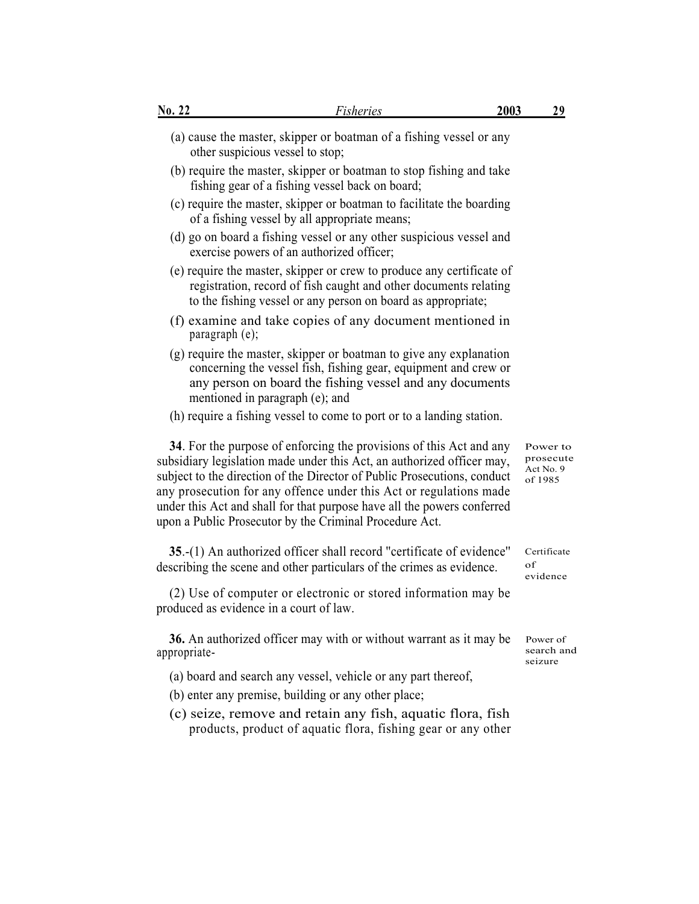(a) cause the master, skipper or boatman of a fishing vessel or any other suspicious vessel to stop;

(b) require the master, skipper or boatman to stop fishing and take fishing gear of a fishing vessel back on board;

(c) require the master, skipper or boatman to facilitate the boarding of a fishing vessel by all appropriate means;

(d) go on board a fishing vessel or any other suspicious vessel and exercise powers of an authorized officer;

(e) require the master, skipper or crew to produce any certificate of registration, record of fish caught and other documents relating to the fishing vessel or any person on board as appropriate;

(f) examine and take copies of any document mentioned in paragraph (e);

(g) require the master, skipper or boatman to give any explanation concerning the vessel fish, fishing gear, equipment and crew or any person on board the fishing vessel and any documents mentioned in paragraph (e); and

(h) require a fishing vessel to come to port or to a landing station.

Power to prosecute Act No. 9 of 1985

**34**. For the purpose of enforcing the provisions of this Act and any subsidiary legislation made under this Act, an authorized officer may, subject to the direction of the Director of Public Prosecutions, conduct any prosecution for any offence under this Act or regulations made under this Act and shall for that purpose have all the powers conferred upon a Public Prosecutor by the Criminal Procedure Act.

Certificate of evidence

**35**.-(1) An authorized officer shall record "certificate of evidence" describing the scene and other particulars of the crimes as evidence.

(2) Use of computer or electronic or stored information may be produced as evidence in a court of law.

Power of search and seizure

**36.** An authorized officer may with or without warrant as it may be appropriate-

(a) board and search any vessel, vehicle or any part thereof,

(b) enter any premise, building or any other place;

(c) seize, remove and retain any fish, aquatic flora, fish products, product of aquatic flora, fishing gear or any other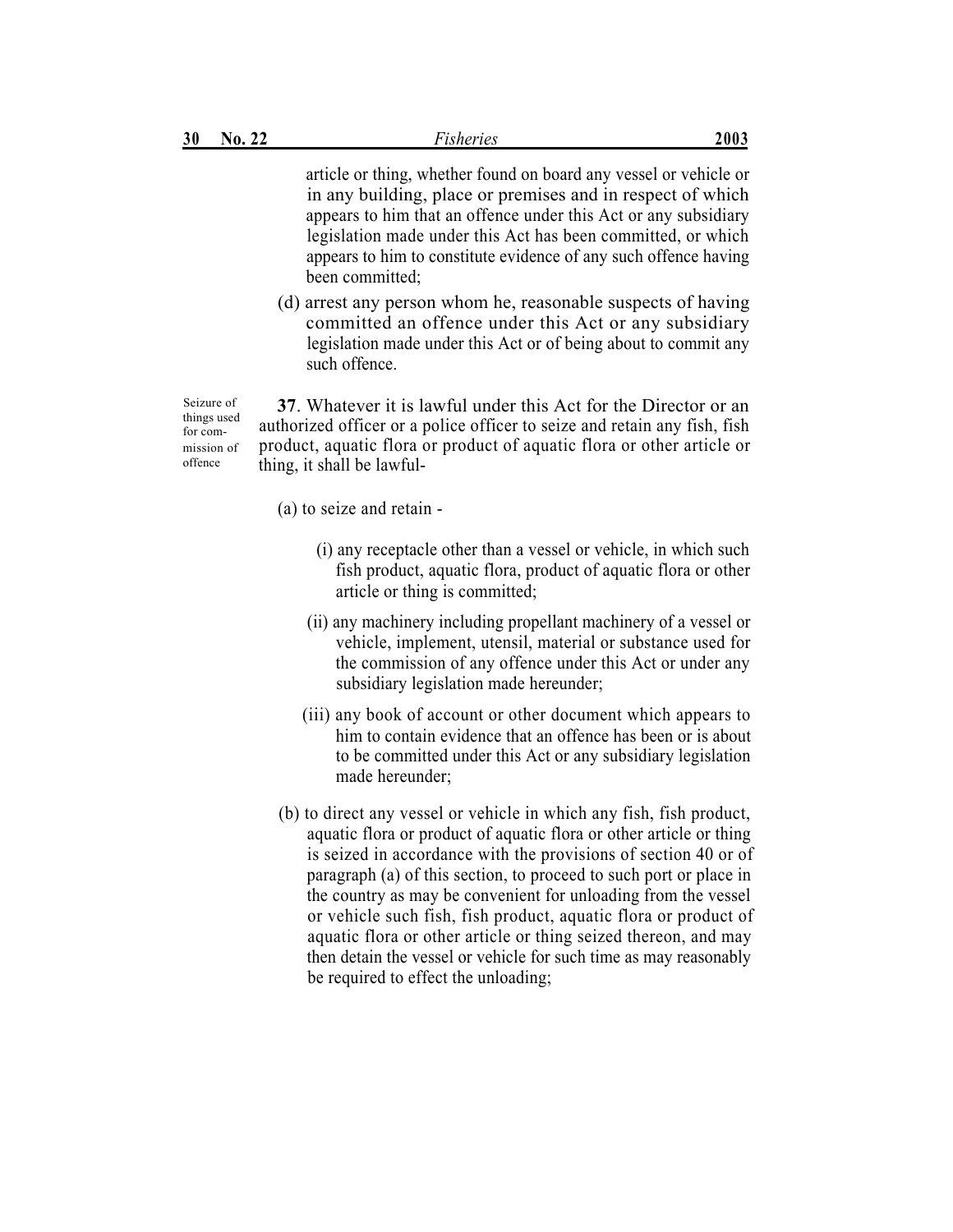article or thing, whether found on board any vessel or vehicle or in any building, place or premises and in respect of which appears to him that an offence under this Act or any subsidiary legislation made under this Act has been committed, or which appears to him to constitute evidence of any such offence having been committed;

(d) arrest any person whom he, reasonable suspects of having committed an offence under this Act or any subsidiary legislation made under this Act or of being about to commit any such offence.

Seizure of things used for commission of offence

**37**. Whatever it is lawful under this Act for the Director or an authorized officer or a police officer to seize and retain any fish, fish product, aquatic flora or product of aquatic flora or other article or thing, it shall be lawful-

(a) to seize and retain -

(i) any receptacle other than a vessel or vehicle, in which such fish product, aquatic flora, product of aquatic flora or other article or thing is committed;

(ii) any machinery including propellant machinery of a vessel or vehicle, implement, utensil, material or substance used for the commission of any offence under this Act or under any subsidiary legislation made hereunder;

(iii) any book of account or other document which appears to him to contain evidence that an offence has been or is about to be committed under this Act or any subsidiary legislation made hereunder;

(b) to direct any vessel or vehicle in which any fish, fish product, aquatic flora or product of aquatic flora or other article or thing is seized in accordance with the provisions of section 40 or of paragraph (a) of this section, to proceed to such port or place in the country as may be convenient for unloading from the vessel or vehicle such fish, fish product, aquatic flora or product of aquatic flora or other article or thing seized thereon, and may then detain the vessel or vehicle for such time as may reasonably be required to effect the unloading;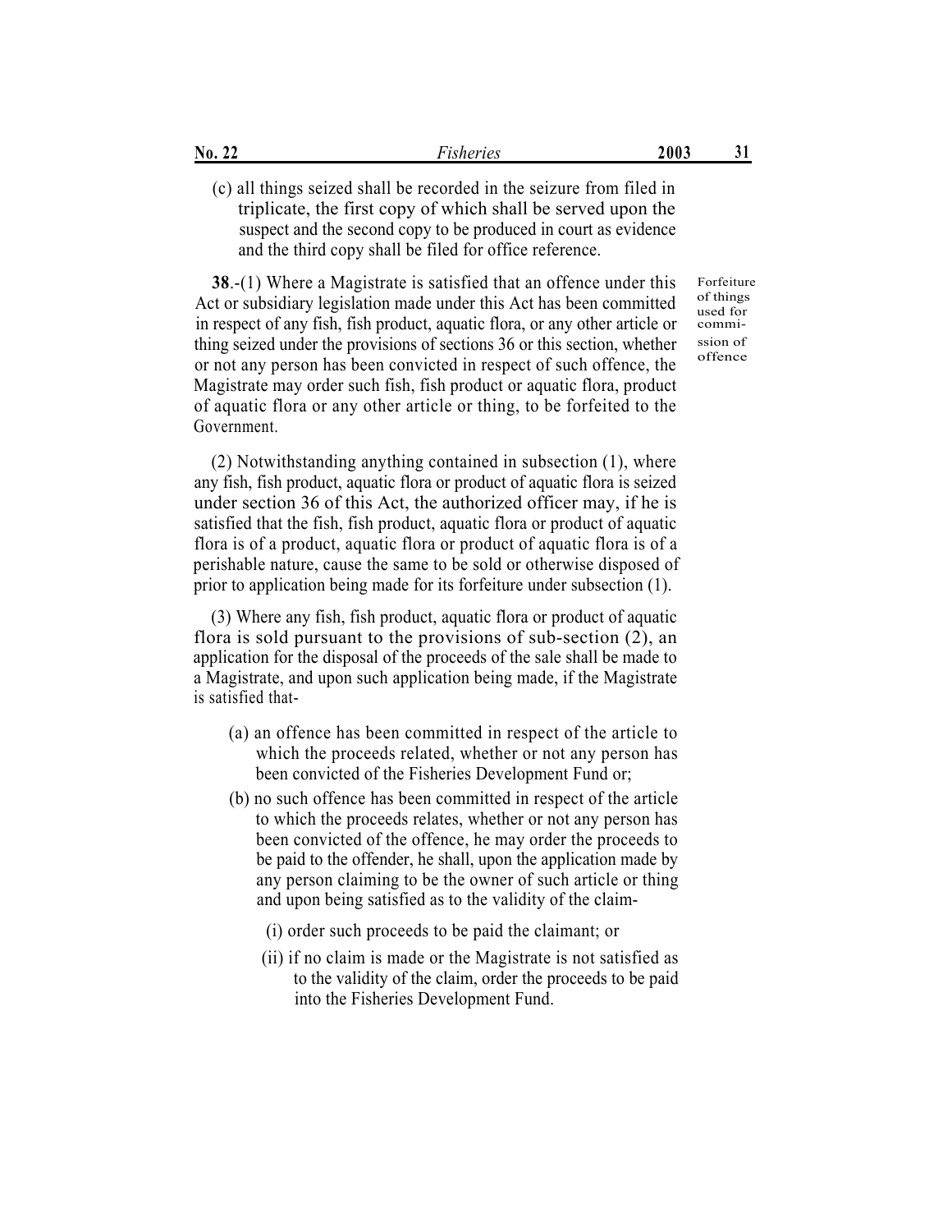(c) all things seized shall be recorded in the seizure from filed in triplicate, the first copy of which shall be served upon the suspect and the second copy to be produced in court as evidence and the third copy shall be filed for office reference.

Forfeiture of things used for commission of offence

**38**.-(1) Where a Magistrate is satisfied that an offence under this Act or subsidiary legislation made under this Act has been committed in respect of any fish, fish product, aquatic flora, or any other article or thing seized under the provisions of sections 36 or this section, whether or not any person has been convicted in respect of such offence, the Magistrate may order such fish, fish product or aquatic flora, product of aquatic flora or any other article or thing, to be forfeited to the Government.

(2) Notwithstanding anything contained in subsection (1), where any fish, fish product, aquatic flora or product of aquatic flora is seized under section 36 of this Act, the authorized officer may, if he is satisfied that the fish, fish product, aquatic flora or product of aquatic flora is of a product, aquatic flora or product of aquatic flora is of a perishable nature, cause the same to be sold or otherwise disposed of prior to application being made for its forfeiture under subsection (1).

(3) Where any fish, fish product, aquatic flora or product of aquatic flora is sold pursuant to the provisions of sub-section (2), an application for the disposal of the proceeds of the sale shall be made to a Magistrate, and upon such application being made, if the Magistrate is satisfied that-

(a) an offence has been committed in respect of the article to which the proceeds related, whether or not any person has been convicted of the Fisheries Development Fund or;

(b) no such offence has been committed in respect of the article to which the proceeds relates, whether or not any person has been convicted of the offence, he may order the proceeds to be paid to the offender, he shall, upon the application made by any person claiming to be the owner of such article or thing and upon being satisfied as to the validity of the claim-

(i) order such proceeds to be paid the claimant; or

(ii) if no claim is made or the Magistrate is not satisfied as to the validity of the claim, order the proceeds to be paid into the Fisheries Development Fund.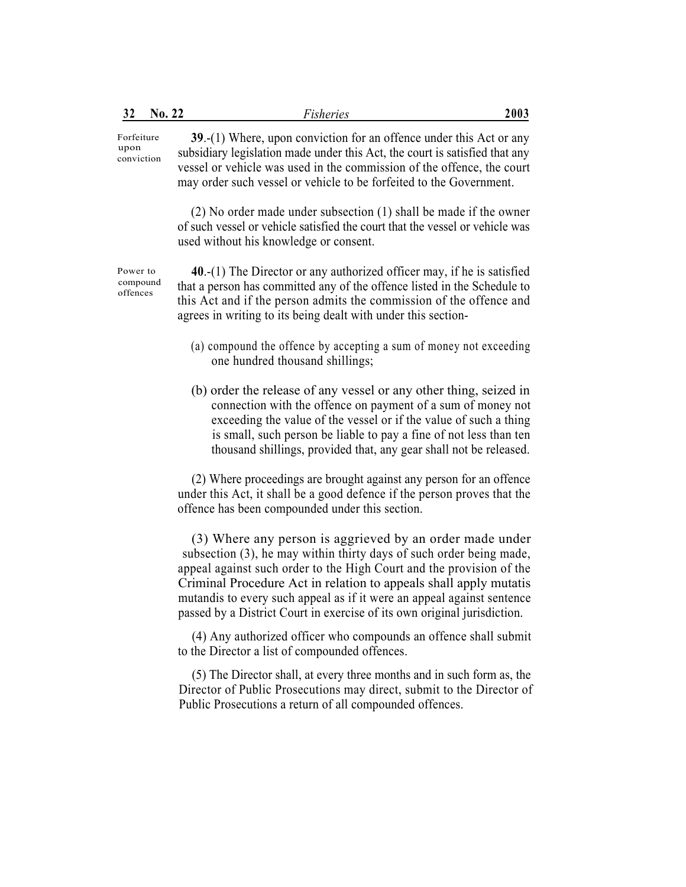Forfeiture upon conviction

**39**.-(1) Where, upon conviction for an offence under this Act or any subsidiary legislation made under this Act, the court is satisfied that any vessel or vehicle was used in the commission of the offence, the court may order such vessel or vehicle to be forfeited to the Government.

(2) No order made under subsection (1) shall be made if the owner of such vessel or vehicle satisfied the court that the vessel or vehicle was used without his knowledge or consent.

Power to compound offences

**40**.-(1) The Director or any authorized officer may, if he is satisfied that a person has committed any of the offence listed in the Schedule to this Act and if the person admits the commission of the offence and agrees in writing to its being dealt with under this section-

(a) compound the offence by accepting a sum of money not exceeding one hundred thousand shillings;

(b) order the release of any vessel or any other thing, seized in connection with the offence on payment of a sum of money not exceeding the value of the vessel or if the value of such a thing is small, such person be liable to pay a fine of not less than ten thousand shillings, provided that, any gear shall not be released.

(2) Where proceedings are brought against any person for an offence under this Act, it shall be a good defence if the person proves that the offence has been compounded under this section.

(3) Where any person is aggrieved by an order made under subsection (3), he may within thirty days of such order being made, appeal against such order to the High Court and the provision of the Criminal Procedure Act in relation to appeals shall apply mutatis mutandis to every such appeal as if it were an appeal against sentence passed by a District Court in exercise of its own original jurisdiction.

(4) Any authorized officer who compounds an offence shall submit to the Director a list of compounded offences.

(5) The Director shall, at every three months and in such form as, the Director of Public Prosecutions may direct, submit to the Director of Public Prosecutions a return of all compounded offences.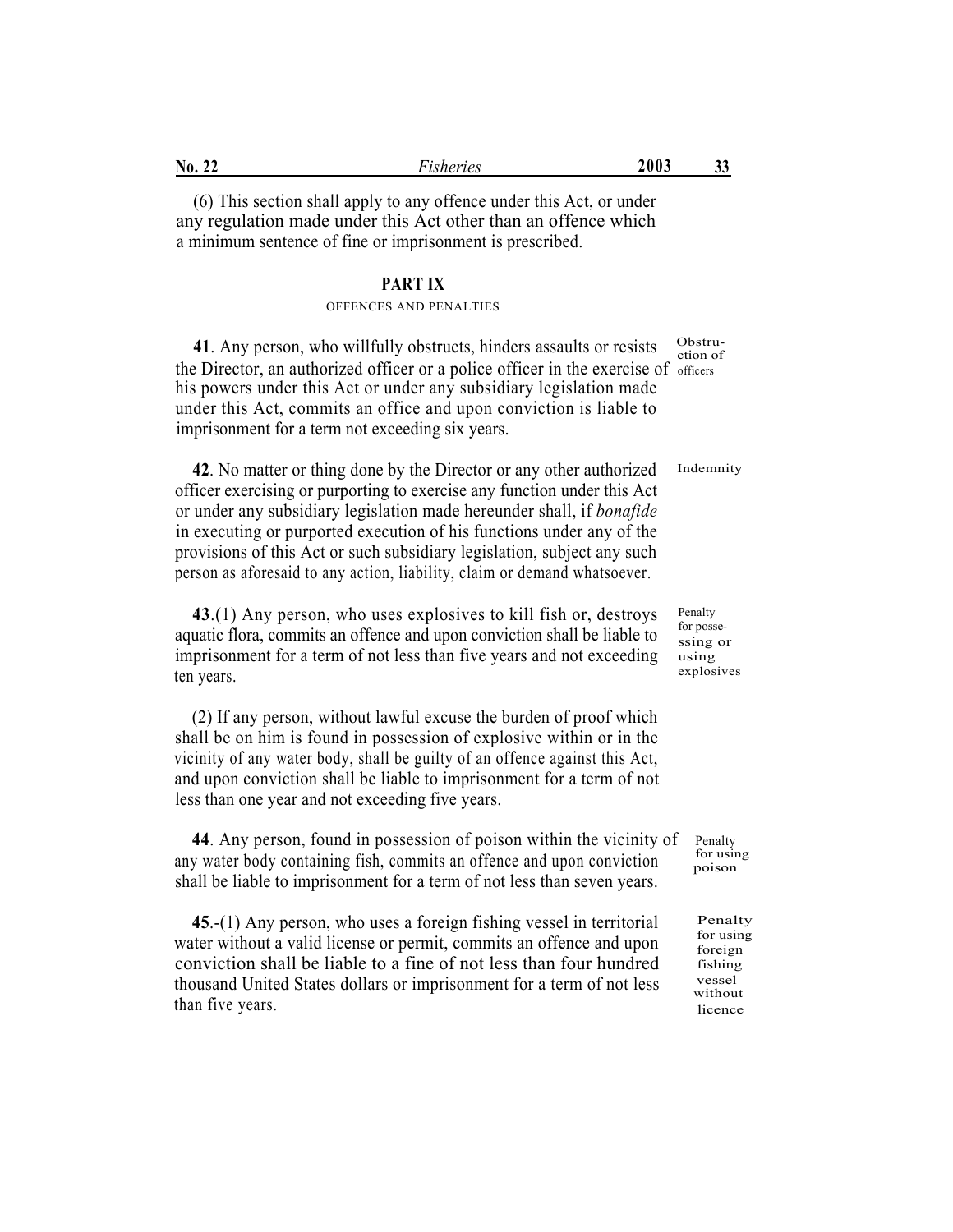(6) This section shall apply to any offence under this Act, or under any regulation made under this Act other than an offence which a minimum sentence of fine or imprisonment is prescribed.

## PART IX

### OFFENCES AND PENALTIES

Obstruction of officers

**41**. Any person, who willfully obstructs, hinders assaults or resists the Director, an authorized officer or a police officer in the exercise of his powers under this Act or under any subsidiary legislation made under this Act, commits an office and upon conviction is liable to imprisonment for a term not exceeding six years.

Indemnity

**42**. No matter or thing done by the Director or any other authorized officer exercising or purporting to exercise any function under this Act or under any subsidiary legislation made hereunder shall, if *bonafide* in executing or purported execution of his functions under any of the provisions of this Act or such subsidiary legislation, subject any such person as aforesaid to any action, liability, claim or demand whatsoever.

Penalty for possessing or using explosives

**43**.(1) Any person, who uses explosives to kill fish or, destroys aquatic flora, commits an offence and upon conviction shall be liable to imprisonment for a term of not less than five years and not exceeding ten years.

(2) If any person, without lawful excuse the burden of proof which shall be on him is found in possession of explosive within or in the vicinity of any water body, shall be guilty of an offence against this Act, and upon conviction shall be liable to imprisonment for a term of not less than one year and not exceeding five years.

Penalty for using poison

**44**. Any person, found in possession of poison within the vicinity of any water body containing fish, commits an offence and upon conviction shall be liable to imprisonment for a term of not less than seven years.

Penalty for using foreign fishing vessel without licence

**45**.-(1) Any person, who uses a foreign fishing vessel in territorial water without a valid license or permit, commits an offence and upon conviction shall be liable to a fine of not less than four hundred thousand United States dollars or imprisonment for a term of not less than five years.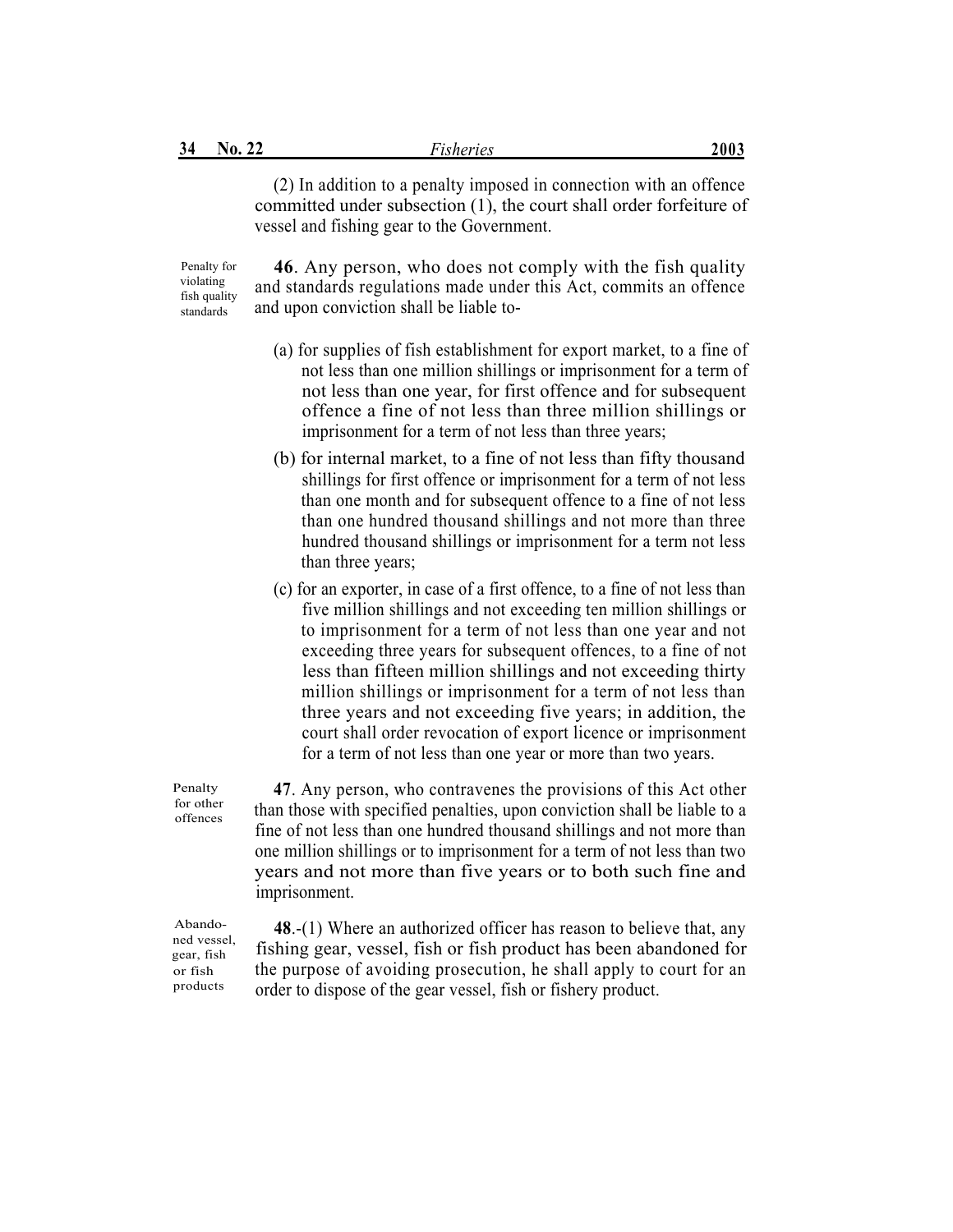(2) In addition to a penalty imposed in connection with an offence committed under subsection (1), the court shall order forfeiture of vessel and fishing gear to the Government.

Penalty for violating fish quality standards

**46**. Any person, who does not comply with the fish quality and standards regulations made under this Act, commits an offence and upon conviction shall be liable to-

(a) for supplies of fish establishment for export market, to a fine of not less than one million shillings or imprisonment for a term of not less than one year, for first offence and for subsequent offence a fine of not less than three million shillings or imprisonment for a term of not less than three years;

(b) for internal market, to a fine of not less than fifty thousand shillings for first offence or imprisonment for a term of not less than one month and for subsequent offence to a fine of not less than one hundred thousand shillings and not more than three hundred thousand shillings or imprisonment for a term not less than three years;

(c) for an exporter, in case of a first offence, to a fine of not less than five million shillings and not exceeding ten million shillings or to imprisonment for a term of not less than one year and not exceeding three years for subsequent offences, to a fine of not less than fifteen million shillings and not exceeding thirty million shillings or imprisonment for a term of not less than three years and not exceeding five years; in addition, the court shall order revocation of export licence or imprisonment for a term of not less than one year or more than two years.

Penalty for other offences

**47**. Any person, who contravenes the provisions of this Act other than those with specified penalties, upon conviction shall be liable to a fine of not less than one hundred thousand shillings and not more than one million shillings or to imprisonment for a term of not less than two years and not more than five years or to both such fine and imprisonment.

Abandoned vessel, gear, fish or fish products

**48**.-(1) Where an authorized officer has reason to believe that, any fishing gear, vessel, fish or fish product has been abandoned for the purpose of avoiding prosecution, he shall apply to court for an order to dispose of the gear vessel, fish or fishery product.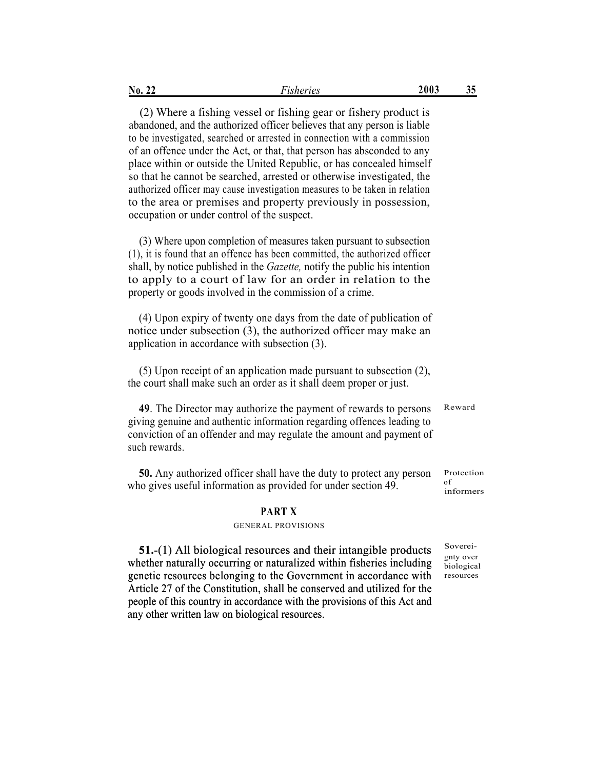(2) Where a fishing vessel or fishing gear or fishery product is abandoned, and the authorized officer believes that any person is liable to be investigated, searched or arrested in connection with a commission of an offence under the Act, or that, that person has absconded to any place within or outside the United Republic, or has concealed himself so that he cannot be searched, arrested or otherwise investigated, the authorized officer may cause investigation measures to be taken in relation to the area or premises and property previously in possession, occupation or under control of the suspect.

(3) Where upon completion of measures taken pursuant to subsection (1), it is found that an offence has been committed, the authorized officer shall, by notice published in the *Gazette,* notify the public his intention to apply to a court of law for an order in relation to the property or goods involved in the commission of a crime.

(4) Upon expiry of twenty one days from the date of publication of notice under subsection (3), the authorized officer may make an application in accordance with subsection (3).

(5) Upon receipt of an application made pursuant to subsection (2), the court shall make such an order as it shall deem proper or just.

Reward

**49**. The Director may authorize the payment of rewards to persons giving genuine and authentic information regarding offences leading to conviction of an offender and may regulate the amount and payment of such rewards.

Protection of informers

**50.** Any authorized officer shall have the duty to protect any person who gives useful information as provided for under section 49.

## PART X

### GENERAL PROVISIONS

Sovereignty over biological resources

**51.**-(1) All biological resources and their intangible products whether naturally occurring or naturalized within fisheries including genetic resources belonging to the Government in accordance with Article 27 of the Constitution, shall be conserved and utilized for the people of this country in accordance with the provisions of this Act and any other written law on biological resources.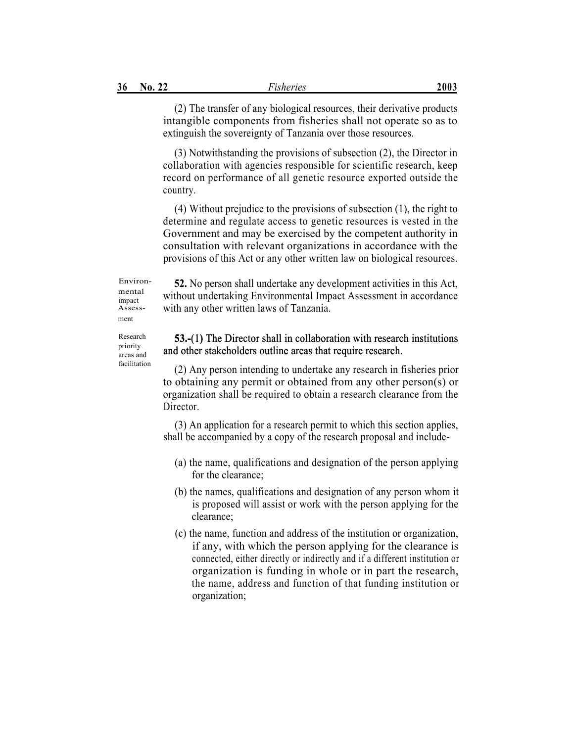(2) The transfer of any biological resources, their derivative products intangible components from fisheries shall not operate so as to extinguish the sovereignty of Tanzania over those resources.

(3) Notwithstanding the provisions of subsection (2), the Director in collaboration with agencies responsible for scientific research, keep record on performance of all genetic resource exported outside the country.

(4) Without prejudice to the provisions of subsection (1), the right to determine and regulate access to genetic resources is vested in the Government and may be exercised by the competent authority in consultation with relevant organizations in accordance with the provisions of this Act or any other written law on biological resources.

Environmental impact Assessment

**52.** No person shall undertake any development activities in this Act, without undertaking Environmental Impact Assessment in accordance with any other written laws of Tanzania.

Research priority areas and facilitation

**53.-(1)** The Director shall in collaboration with research institutions and other stakeholders outline areas that require research.

(2) Any person intending to undertake any research in fisheries prior to obtaining any permit or obtained from any other person(s) or organization shall be required to obtain a research clearance from the Director.

(3) An application for a research permit to which this section applies, shall be accompanied by a copy of the research proposal and include-

(a) the name, qualifications and designation of the person applying for the clearance;

(b) the names, qualifications and designation of any person whom it is proposed will assist or work with the person applying for the clearance;

(c) the name, function and address of the institution or organization, if any, with which the person applying for the clearance is connected, either directly or indirectly and if a different institution or organization is funding in whole or in part the research, the name, address and function of that funding institution or organization;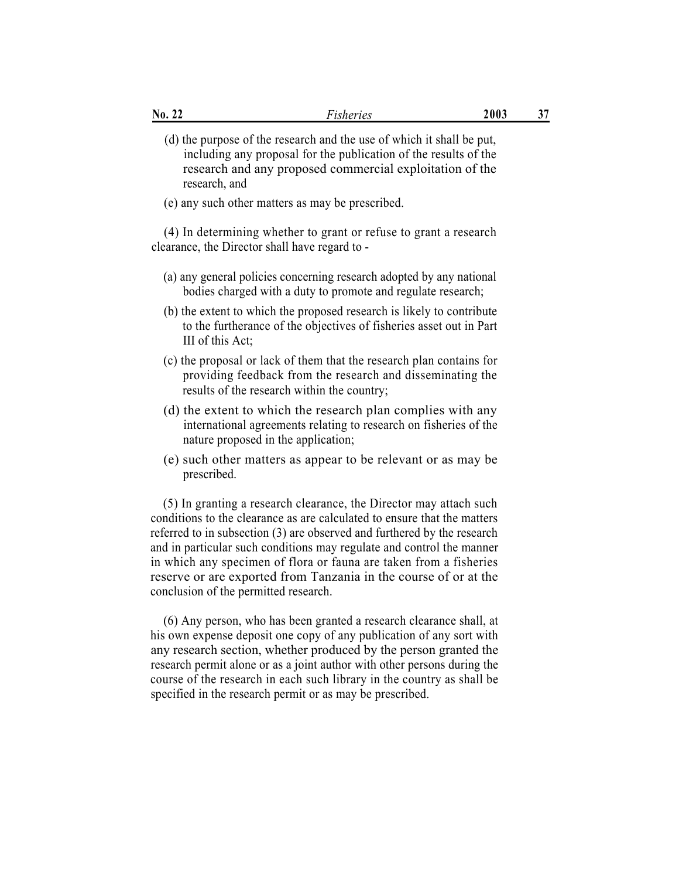(d) the purpose of the research and the use of which it shall be put, including any proposal for the publication of the results of the research and any proposed commercial exploitation of the research, and

(e) any such other matters as may be prescribed.

(4) In determining whether to grant or refuse to grant a research clearance, the Director shall have regard to -

(a) any general policies concerning research adopted by any national bodies charged with a duty to promote and regulate research;

(b) the extent to which the proposed research is likely to contribute to the furtherance of the objectives of fisheries asset out in Part III of this Act;

(c) the proposal or lack of them that the research plan contains for providing feedback from the research and disseminating the results of the research within the country;

(d) the extent to which the research plan complies with any international agreements relating to research on fisheries of the nature proposed in the application;

(e) such other matters as appear to be relevant or as may be prescribed.

(5) In granting a research clearance, the Director may attach such conditions to the clearance as are calculated to ensure that the matters referred to in subsection (3) are observed and furthered by the research and in particular such conditions may regulate and control the manner in which any specimen of flora or fauna are taken from a fisheries reserve or are exported from Tanzania in the course of or at the conclusion of the permitted research.

(6) Any person, who has been granted a research clearance shall, at his own expense deposit one copy of any publication of any sort with any research section, whether produced by the person granted the research permit alone or as a joint author with other persons during the course of the research in each such library in the country as shall be specified in the research permit or as may be prescribed.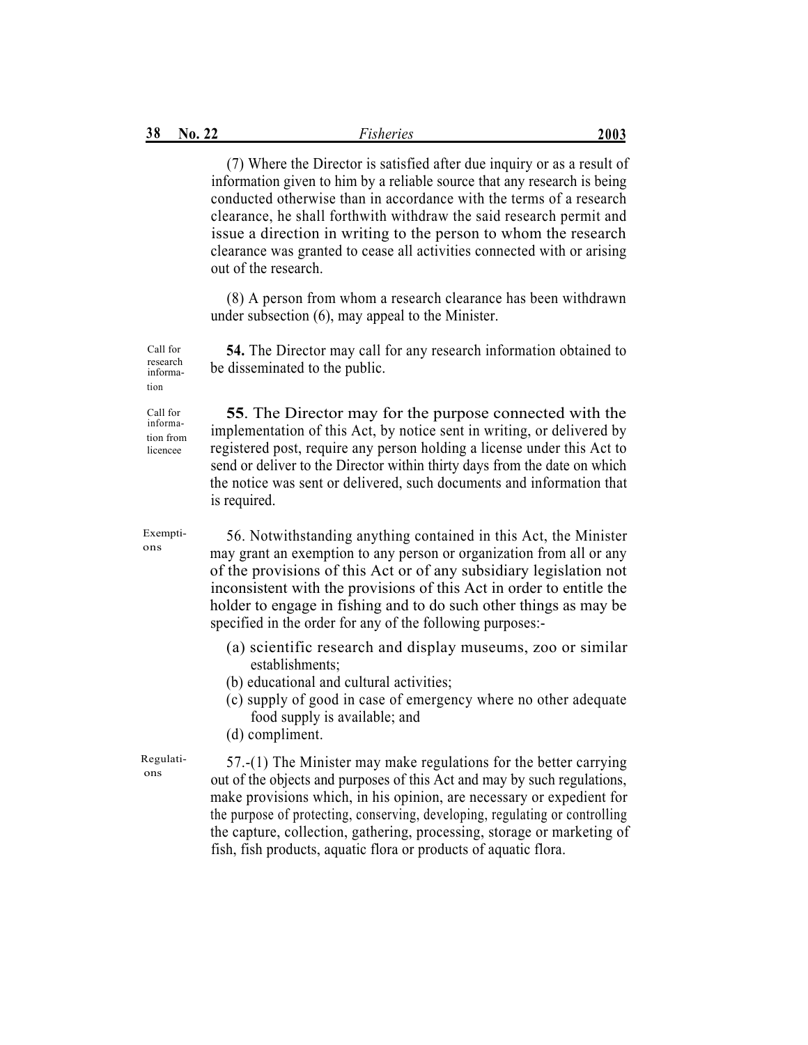(7) Where the Director is satisfied after due inquiry or as a result of information given to him by a reliable source that any research is being conducted otherwise than in accordance with the terms of a research clearance, he shall forthwith withdraw the said research permit and issue a direction in writing to the person to whom the research clearance was granted to cease all activities connected with or arising out of the research.

(8) A person from whom a research clearance has been withdrawn under subsection (6), may appeal to the Minister.

Call for research information

**54.** The Director may call for any research information obtained to be disseminated to the public.

Call for information from licencee

**55**. The Director may for the purpose connected with the implementation of this Act, by notice sent in writing, or delivered by registered post, require any person holding a license under this Act to send or deliver to the Director within thirty days from the date on which the notice was sent or delivered, such documents and information that is required.

Exemptions

56. Notwithstanding anything contained in this Act, the Minister may grant an exemption to any person or organization from all or any of the provisions of this Act or of any subsidiary legislation not inconsistent with the provisions of this Act in order to entitle the holder to engage in fishing and to do such other things as may be specified in the order for any of the following purposes:-

(a) scientific research and display museums, zoo or similar establishments;
(b) educational and cultural activities;
(c) supply of good in case of emergency where no other adequate food supply is available; and
(d) compliment.

Regulations

57.-(1) The Minister may make regulations for the better carrying out of the objects and purposes of this Act and may by such regulations, make provisions which, in his opinion, are necessary or expedient for the purpose of protecting, conserving, developing, regulating or controlling the capture, collection, gathering, processing, storage or marketing of fish, fish products, aquatic flora or products of aquatic flora.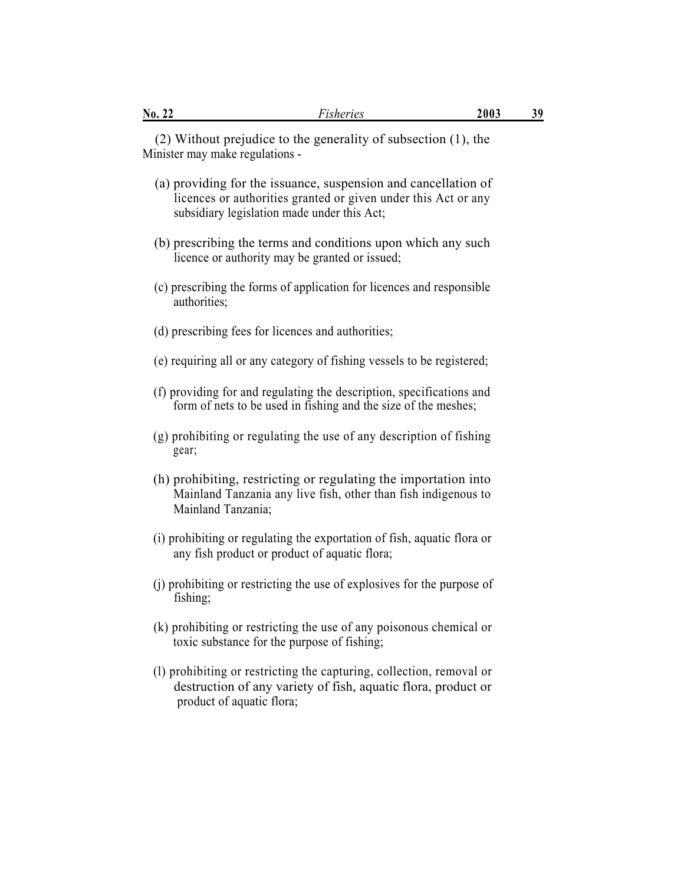(2) Without prejudice to the generality of subsection (1), the Minister may make regulations -

(a) providing for the issuance, suspension and cancellation of licences or authorities granted or given under this Act or any subsidiary legislation made under this Act;

(b) prescribing the terms and conditions upon which any such licence or authority may be granted or issued;

(c) prescribing the forms of application for licences and responsible authorities;

(d) prescribing fees for licences and authorities;

(e) requiring all or any category of fishing vessels to be registered;

(f) providing for and regulating the description, specifications and form of nets to be used in fishing and the size of the meshes;

(g) prohibiting or regulating the use of any description of fishing gear;

(h) prohibiting, restricting or regulating the importation into Mainland Tanzania any live fish, other than fish indigenous to Mainland Tanzania;

(i) prohibiting or regulating the exportation of fish, aquatic flora or any fish product or product of aquatic flora;

(j) prohibiting or restricting the use of explosives for the purpose of fishing;

(k) prohibiting or restricting the use of any poisonous chemical or toxic substance for the purpose of fishing;

(l) prohibiting or restricting the capturing, collection, removal or destruction of any variety of fish, aquatic flora, product or product of aquatic flora;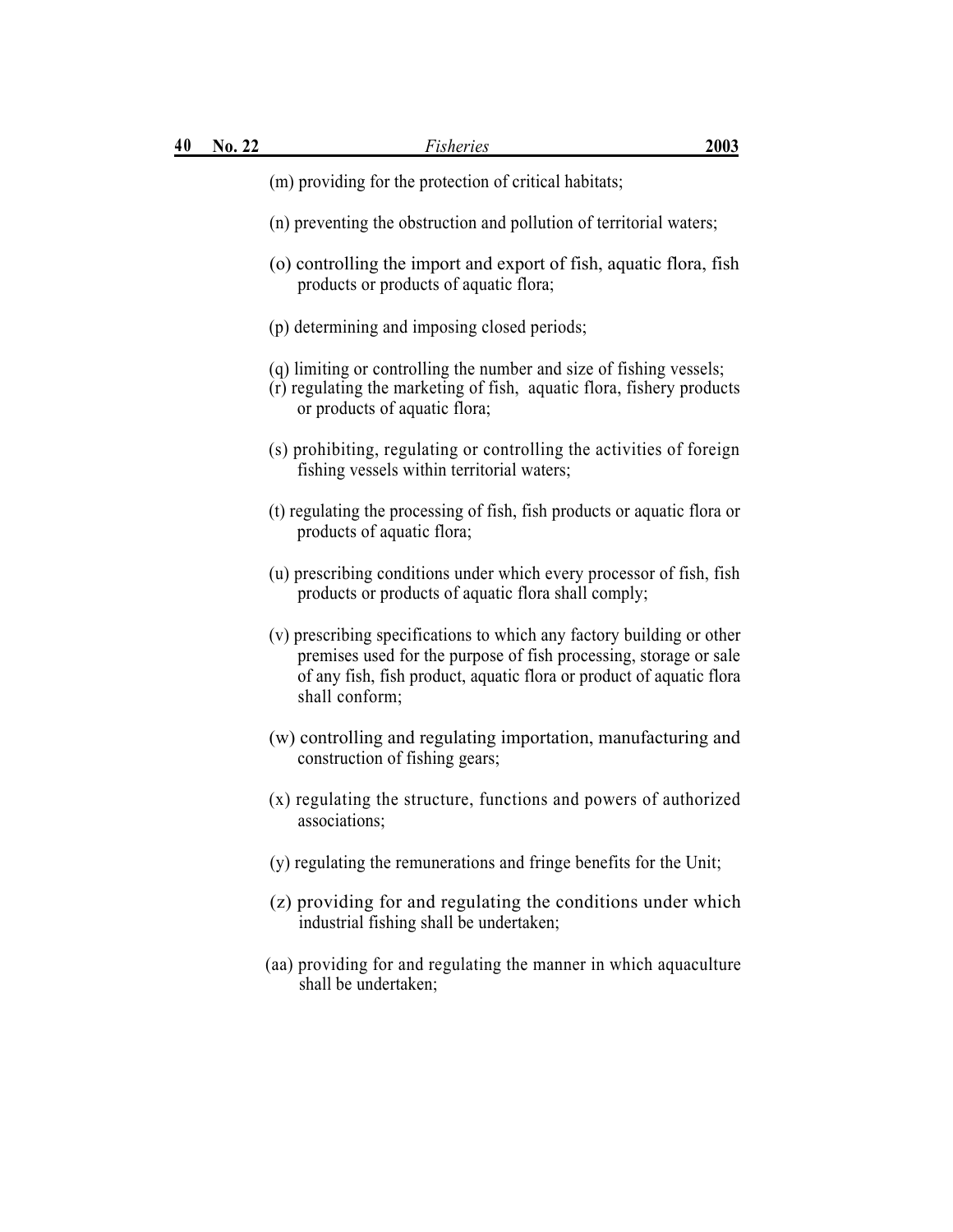(m) providing for the protection of critical habitats;

(n) preventing the obstruction and pollution of territorial waters;

(o) controlling the import and export of fish, aquatic flora, fish products or products of aquatic flora;

(p) determining and imposing closed periods;

(q) limiting or controlling the number and size of fishing vessels;

(r) regulating the marketing of fish, aquatic flora, fishery products or products of aquatic flora;

(s) prohibiting, regulating or controlling the activities of foreign fishing vessels within territorial waters;

(t) regulating the processing of fish, fish products or aquatic flora or products of aquatic flora;

(u) prescribing conditions under which every processor of fish, fish products or products of aquatic flora shall comply;

(v) prescribing specifications to which any factory building or other premises used for the purpose of fish processing, storage or sale of any fish, fish product, aquatic flora or product of aquatic flora shall conform;

(w) controlling and regulating importation, manufacturing and construction of fishing gears;

(x) regulating the structure, functions and powers of authorized associations;

(y) regulating the remunerations and fringe benefits for the Unit;

(z) providing for and regulating the conditions under which industrial fishing shall be undertaken;

(aa) providing for and regulating the manner in which aquaculture shall be undertaken;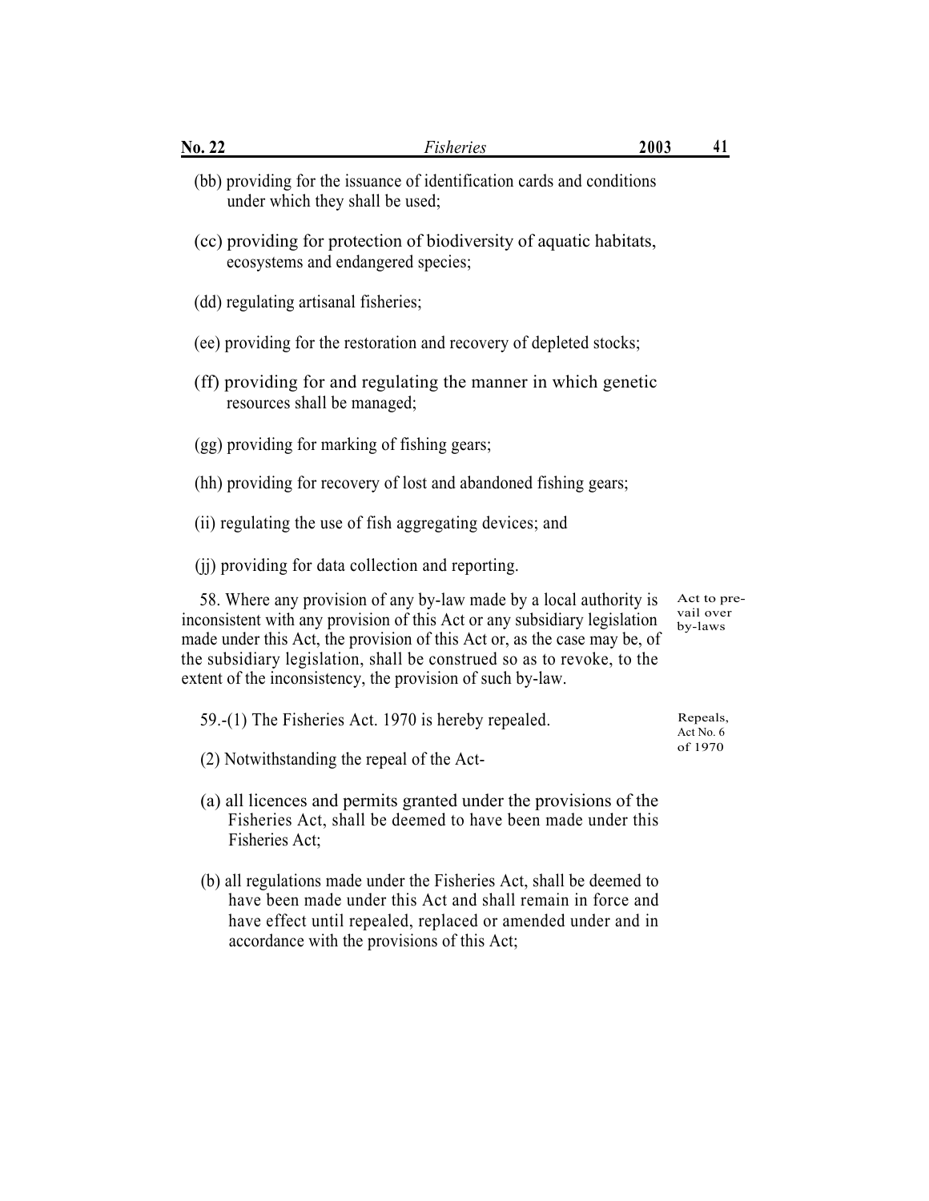(bb) providing for the issuance of identification cards and conditions under which they shall be used;

(cc) providing for protection of biodiversity of aquatic habitats, ecosystems and endangered species;

(dd) regulating artisanal fisheries;

(ee) providing for the restoration and recovery of depleted stocks;

(ff) providing for and regulating the manner in which genetic resources shall be managed;

(gg) providing for marking of fishing gears;

(hh) providing for recovery of lost and abandoned fishing gears;

(ii) regulating the use of fish aggregating devices; and

(jj) providing for data collection and reporting.

*Act to prevail over by-laws*

58. Where any provision of any by-law made by a local authority is inconsistent with any provision of this Act or any subsidiary legislation made under this Act, the provision of this Act or, as the case may be, of the subsidiary legislation, shall be construed so as to revoke, to the extent of the inconsistency, the provision of such by-law.

*Repeals, Act No. 6 of 1970*

59.-(1) The Fisheries Act. 1970 is hereby repealed.

(2) Notwithstanding the repeal of the Act-

(a) all licences and permits granted under the provisions of the Fisheries Act, shall be deemed to have been made under this Fisheries Act;

(b) all regulations made under the Fisheries Act, shall be deemed to have been made under this Act and shall remain in force and have effect until repealed, replaced or amended under and in accordance with the provisions of this Act;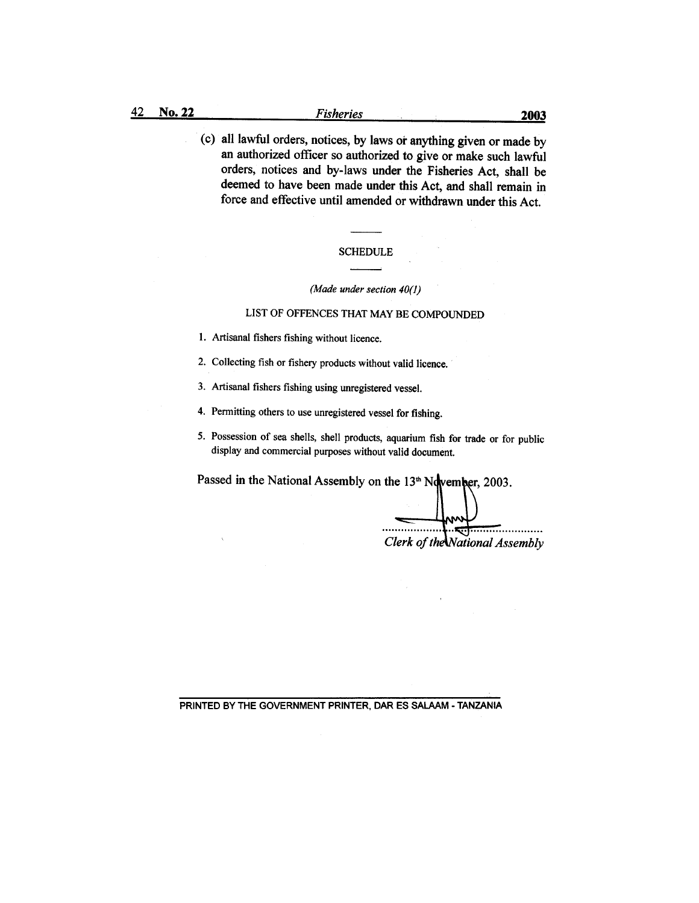(c) all lawful orders, notices, by laws or anything given or made by an authorized officer so authorized to give or make such lawful orders, notices and by-laws under the Fisheries Act, shall be deemed to have been made under this Act, and shall remain in force and effective until amended or withdrawn under this Act.

## SCHEDULE

*(Made under section 40(1))*

LIST OF OFFENCES THAT MAY BE COMPOUNDED

1. Artisanal fishers fishing without licence.
2. Collecting fish or fishery products without valid licence.
3. Artisanal fishers fishing using unregistered vessel.
4. Permitting others to use unregistered vessel for fishing.
5. Possession of sea shells, shell products, aquarium fish for trade or for public display and commercial purposes without valid document.

Passed in the National Assembly on the 13th November, 2003.

..............................................

*Clerk of the National Assembly*

PRINTED BY THE GOVERNMENT PRINTER, DAR ES SALAAM - TANZANIA